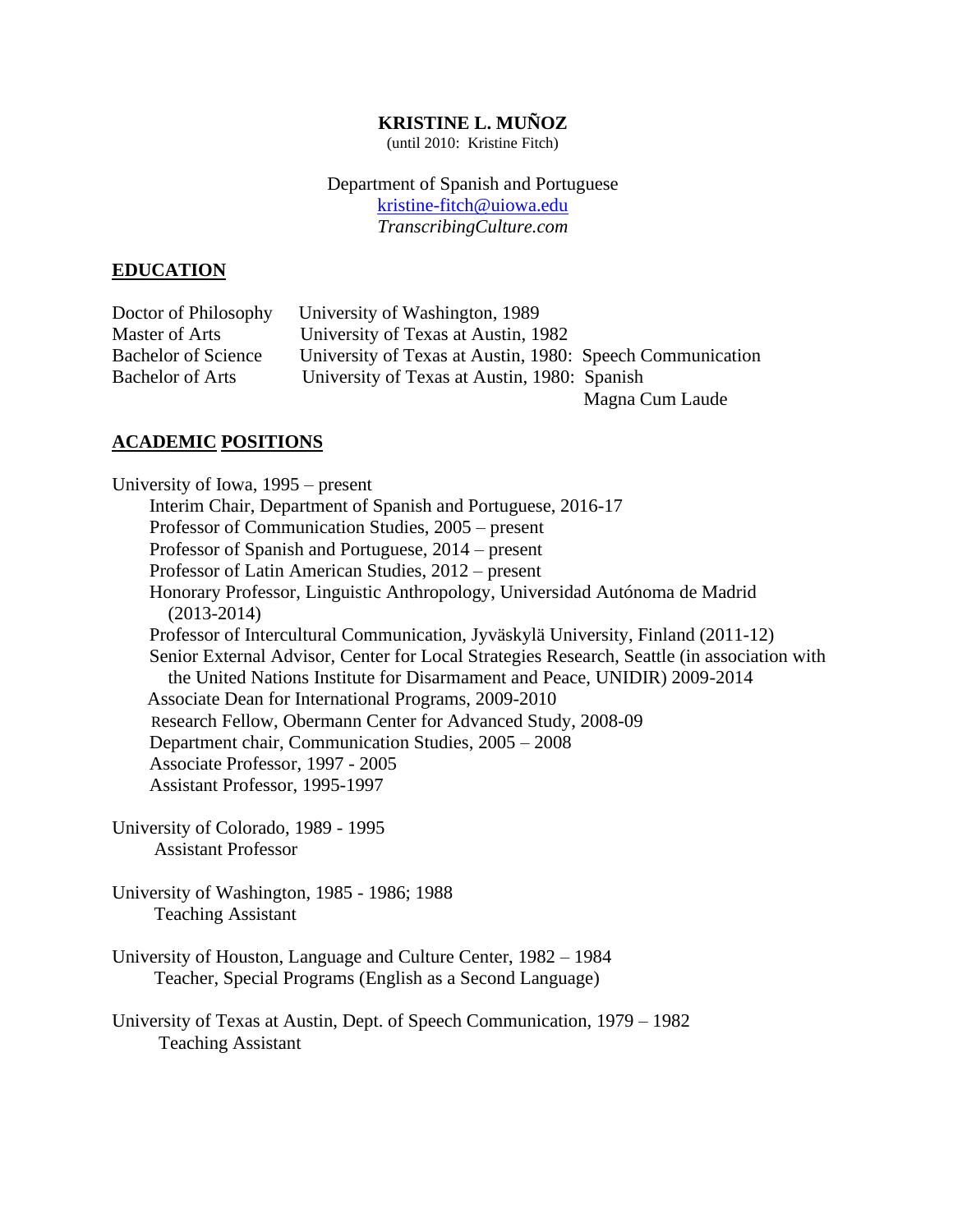# KRISTINE L. MUÑOZ

(until 2010: Kristine Fitch)

Department of Spanish and Portuguese
kristine-fitch@uiowa.edu
*TranscribingCulture.com*

## EDUCATION

| | |
|---|---|
| Doctor of Philosophy | University of Washington, 1989 |
| Master of Arts | University of Texas at Austin, 1982 |
| Bachelor of Science | University of Texas at Austin, 1980: Speech Communication |
| Bachelor of Arts | University of Texas at Austin, 1980: Spanish<br>Magna Cum Laude |

## ACADEMIC POSITIONS

University of Iowa, 1995 – present
- Interim Chair, Department of Spanish and Portuguese, 2016-17
- Professor of Communication Studies, 2005 – present
- Professor of Spanish and Portuguese, 2014 – present
- Professor of Latin American Studies, 2012 – present
- Honorary Professor, Linguistic Anthropology, Universidad Autónoma de Madrid (2013-2014)
- Professor of Intercultural Communication, Jyväskylä University, Finland (2011-12)
- Senior External Advisor, Center for Local Strategies Research, Seattle (in association with the United Nations Institute for Disarmament and Peace, UNIDIR) 2009-2014
- Associate Dean for International Programs, 2009-2010
- Research Fellow, Obermann Center for Advanced Study, 2008-09
- Department chair, Communication Studies, 2005 – 2008
- Associate Professor, 1997 - 2005
- Assistant Professor, 1995-1997

University of Colorado, 1989 - 1995
- Assistant Professor

University of Washington, 1985 - 1986; 1988
- Teaching Assistant

University of Houston, Language and Culture Center, 1982 – 1984
- Teacher, Special Programs (English as a Second Language)

University of Texas at Austin, Dept. of Speech Communication, 1979 – 1982
- Teaching Assistant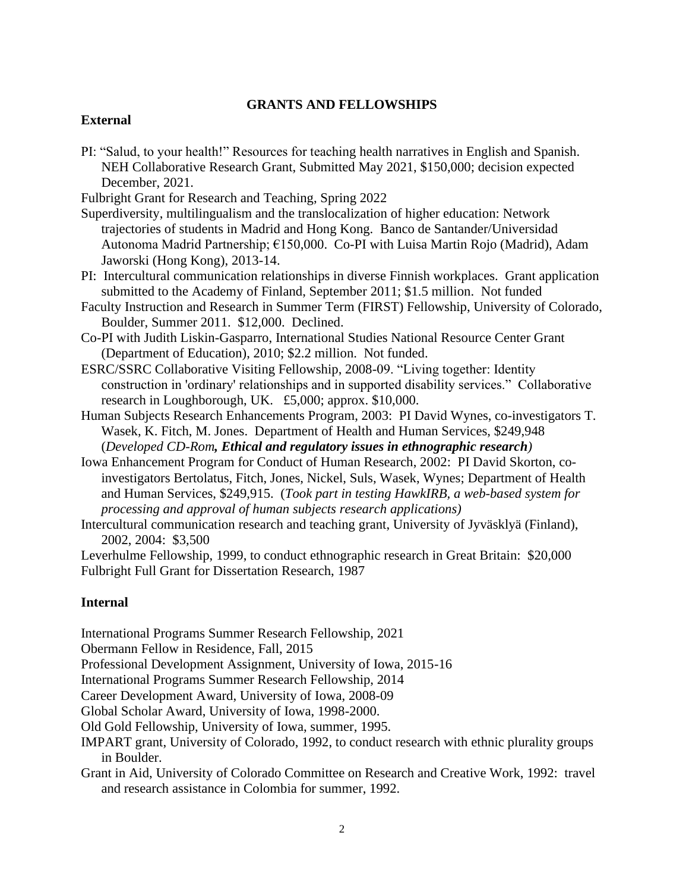## GRANTS AND FELLOWSHIPS

### External

PI: "Salud, to your health!" Resources for teaching health narratives in English and Spanish. NEH Collaborative Research Grant, Submitted May 2021, $150,000; decision expected December, 2021.

Fulbright Grant for Research and Teaching, Spring 2022

Superdiversity, multilingualism and the translocalization of higher education: Network trajectories of students in Madrid and Hong Kong. Banco de Santander/Universidad Autonoma Madrid Partnership; €150,000. Co-PI with Luisa Martin Rojo (Madrid), Adam Jaworski (Hong Kong), 2013-14.

PI: Intercultural communication relationships in diverse Finnish workplaces. Grant application submitted to the Academy of Finland, September 2011; $1.5 million. Not funded

Faculty Instruction and Research in Summer Term (FIRST) Fellowship, University of Colorado, Boulder, Summer 2011. $12,000. Declined.

Co-PI with Judith Liskin-Gasparro, International Studies National Resource Center Grant (Department of Education), 2010; $2.2 million. Not funded.

ESRC/SSRC Collaborative Visiting Fellowship, 2008-09. "Living together: Identity construction in 'ordinary' relationships and in supported disability services." Collaborative research in Loughborough, UK. £5,000; approx. $10,000.

Human Subjects Research Enhancements Program, 2003: PI David Wynes, co-investigators T. Wasek, K. Fitch, M. Jones. Department of Health and Human Services, $249,948 (*Developed CD-Rom,* ***Ethical and regulatory issues in ethnographic research****)*

Iowa Enhancement Program for Conduct of Human Research, 2002: PI David Skorton, co-investigators Bertolatus, Fitch, Jones, Nickel, Suls, Wasek, Wynes; Department of Health and Human Services, $249,915. (*Took part in testing HawkIRB, a web-based system for processing and approval of human subjects research applications)*

Intercultural communication research and teaching grant, University of Jyväsklyä (Finland), 2002, 2004: $3,500

Leverhulme Fellowship, 1999, to conduct ethnographic research in Great Britain: $20,000

Fulbright Full Grant for Dissertation Research, 1987

### Internal

International Programs Summer Research Fellowship, 2021

Obermann Fellow in Residence, Fall, 2015

Professional Development Assignment, University of Iowa, 2015-16

International Programs Summer Research Fellowship, 2014

Career Development Award, University of Iowa, 2008-09

Global Scholar Award, University of Iowa, 1998-2000.

Old Gold Fellowship, University of Iowa, summer, 1995.

IMPART grant, University of Colorado, 1992, to conduct research with ethnic plurality groups in Boulder.

Grant in Aid, University of Colorado Committee on Research and Creative Work, 1992: travel and research assistance in Colombia for summer, 1992.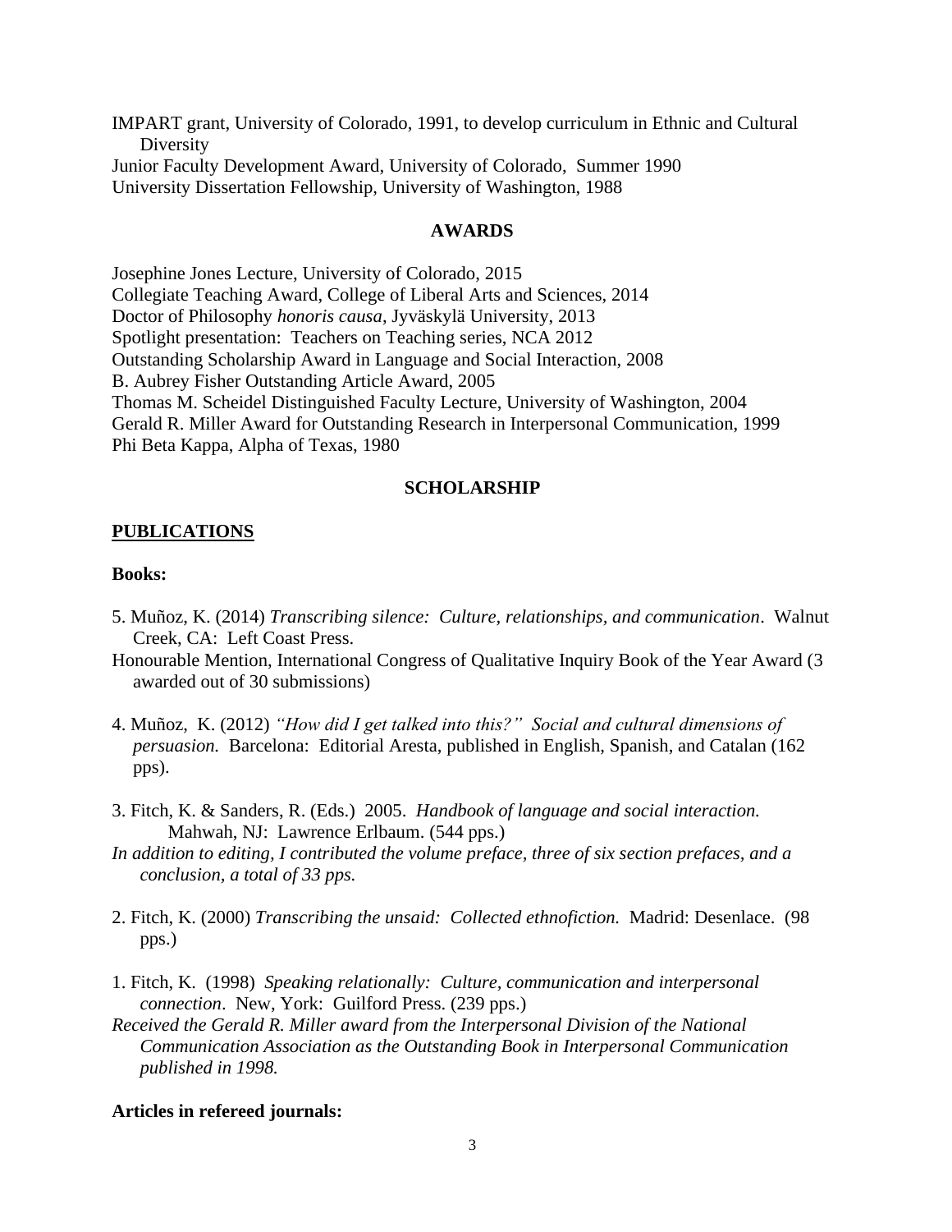IMPART grant, University of Colorado, 1991, to develop curriculum in Ethnic and Cultural Diversity
Junior Faculty Development Award, University of Colorado, Summer 1990
University Dissertation Fellowship, University of Washington, 1988

## AWARDS

Josephine Jones Lecture, University of Colorado, 2015
Collegiate Teaching Award, College of Liberal Arts and Sciences, 2014
Doctor of Philosophy *honoris causa*, Jyväskylä University, 2013
Spotlight presentation: Teachers on Teaching series, NCA 2012
Outstanding Scholarship Award in Language and Social Interaction, 2008
B. Aubrey Fisher Outstanding Article Award, 2005
Thomas M. Scheidel Distinguished Faculty Lecture, University of Washington, 2004
Gerald R. Miller Award for Outstanding Research in Interpersonal Communication, 1999
Phi Beta Kappa, Alpha of Texas, 1980

## SCHOLARSHIP

### PUBLICATIONS

**Books:**

5. Muñoz, K. (2014) *Transcribing silence: Culture, relationships, and communication*. Walnut Creek, CA: Left Coast Press.
Honourable Mention, International Congress of Qualitative Inquiry Book of the Year Award (3 awarded out of 30 submissions)

4. Muñoz, K. (2012) *"How did I get talked into this?" Social and cultural dimensions of persuasion.* Barcelona: Editorial Aresta, published in English, Spanish, and Catalan (162 pps).

3. Fitch, K. & Sanders, R. (Eds.) 2005. *Handbook of language and social interaction.* Mahwah, NJ: Lawrence Erlbaum. (544 pps.)
*In addition to editing, I contributed the volume preface, three of six section prefaces, and a conclusion, a total of 33 pps.*

2. Fitch, K. (2000) *Transcribing the unsaid: Collected ethnofiction.* Madrid: Desenlace. (98 pps.)

1. Fitch, K. (1998) *Speaking relationally: Culture, communication and interpersonal connection*. New, York: Guilford Press. (239 pps.)
*Received the Gerald R. Miller award from the Interpersonal Division of the National Communication Association as the Outstanding Book in Interpersonal Communication published in 1998.*

**Articles in refereed journals:**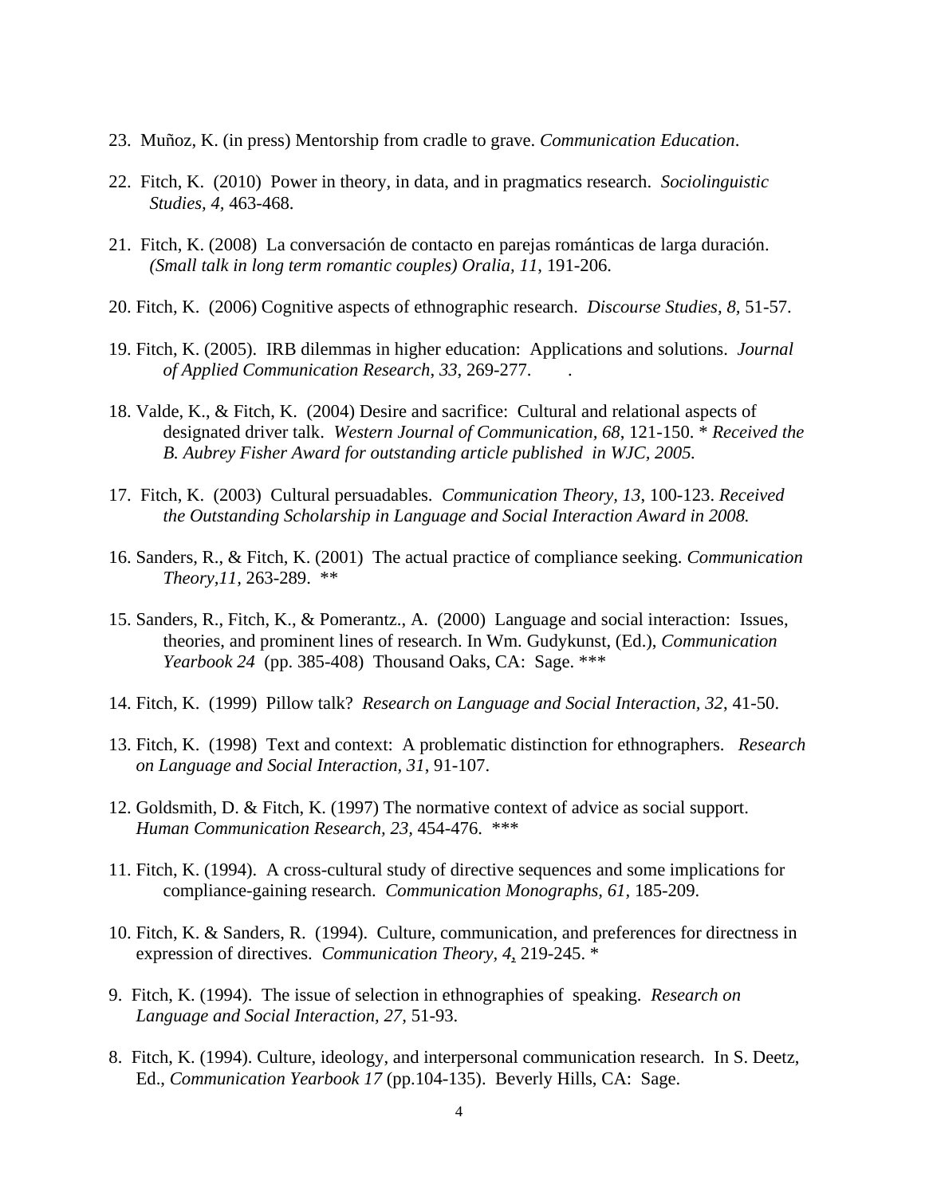23. Muñoz, K. (in press) Mentorship from cradle to grave. *Communication Education*.

22. Fitch, K. (2010) Power in theory, in data, and in pragmatics research. *Sociolinguistic Studies, 4,* 463-468.

21. Fitch, K. (2008) La conversación de contacto en parejas románticas de larga duración. *(Small talk in long term romantic couples) Oralia, 11*, 191-206.

20. Fitch, K. (2006) Cognitive aspects of ethnographic research. *Discourse Studies, 8,* 51-57.

19. Fitch, K. (2005). IRB dilemmas in higher education: Applications and solutions. *Journal of Applied Communication Research*, *33*, 269-277. .

18. Valde, K., & Fitch, K. (2004) Desire and sacrifice: Cultural and relational aspects of designated driver talk. *Western Journal of Communication, 68*, 121-150. * *Received the B. Aubrey Fisher Award for outstanding article published in WJC, 2005.*

17. Fitch, K. (2003) Cultural persuadables. *Communication Theory, 13*, 100-123. *Received the Outstanding Scholarship in Language and Social Interaction Award in 2008.*

16. Sanders, R., & Fitch, K. (2001) The actual practice of compliance seeking. *Communication Theory,11,* 263-289. **

15. Sanders, R., Fitch, K., & Pomerantz., A. (2000) Language and social interaction: Issues, theories, and prominent lines of research. In Wm. Gudykunst, (Ed.), *Communication Yearbook 24* (pp. 385-408) Thousand Oaks, CA: Sage. ***

14. Fitch, K. (1999) Pillow talk? *Research on Language and Social Interaction, 32,* 41-50.

13. Fitch, K. (1998) Text and context: A problematic distinction for ethnographers. *Research on Language and Social Interaction, 31*, 91-107.

12. Goldsmith, D. & Fitch, K. (1997) The normative context of advice as social support. *Human Communication Research, 23,* 454-476. ***

11. Fitch, K. (1994). A cross-cultural study of directive sequences and some implications for compliance-gaining research. *Communication Monographs, 61,* 185-209.

10. Fitch, K. & Sanders, R. (1994). Culture, communication, and preferences for directness in expression of directives. *Communication Theory, 4*, 219-245. *

9. Fitch, K. (1994). The issue of selection in ethnographies of speaking. *Research on Language and Social Interaction, 27,* 51-93.

8. Fitch, K. (1994). Culture, ideology, and interpersonal communication research. In S. Deetz, Ed., *Communication Yearbook 17* (pp.104-135). Beverly Hills, CA: Sage.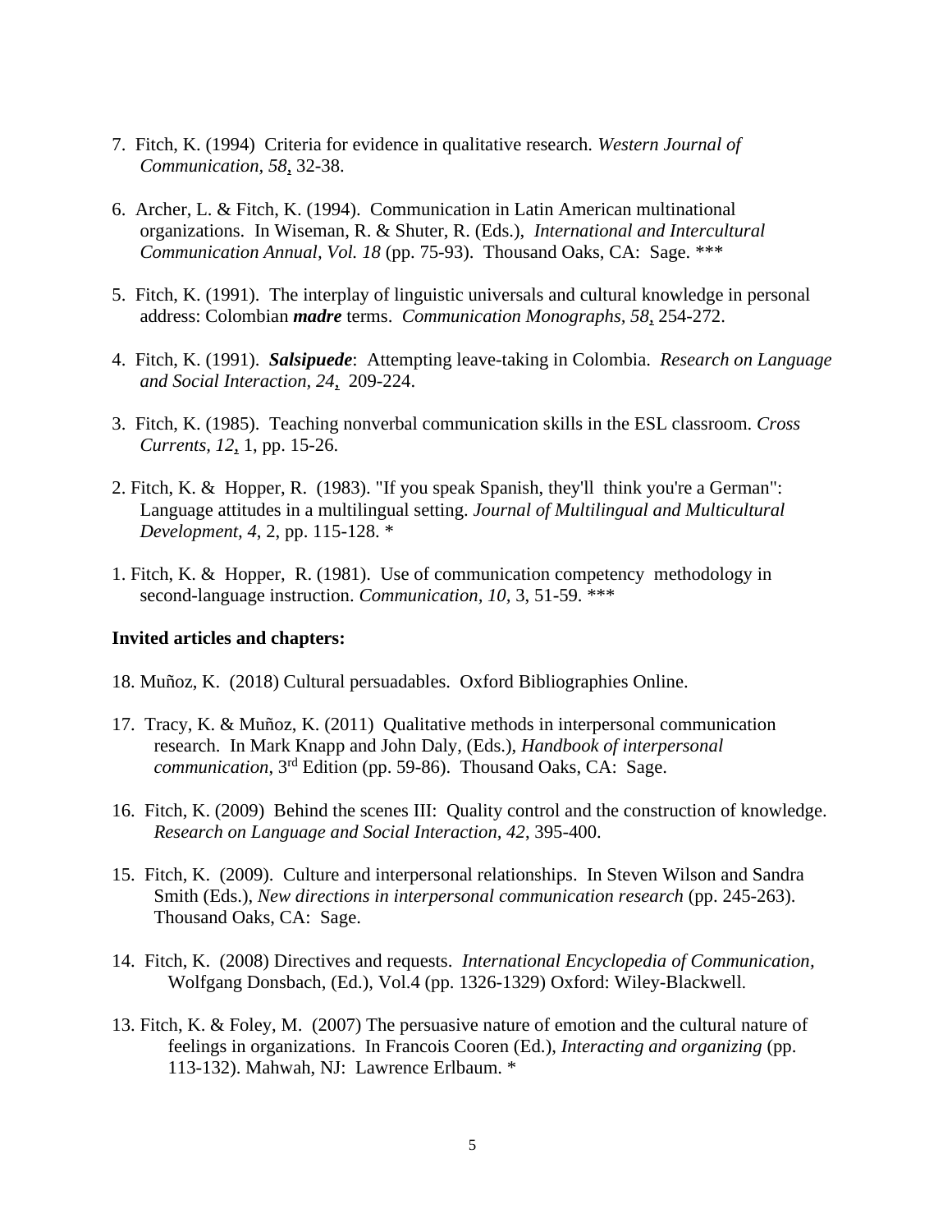7. Fitch, K. (1994) Criteria for evidence in qualitative research. *Western Journal of Communication, 58*, 32-38.

6. Archer, L. & Fitch, K. (1994). Communication in Latin American multinational organizations. In Wiseman, R. & Shuter, R. (Eds.), *International and Intercultural Communication Annual, Vol. 18* (pp. 75-93). Thousand Oaks, CA: Sage. ***

5. Fitch, K. (1991). The interplay of linguistic universals and cultural knowledge in personal address: Colombian ***madre*** terms. *Communication Monographs, 58*, 254-272.

4. Fitch, K. (1991). ***Salsipuede***: Attempting leave-taking in Colombia. *Research on Language and Social Interaction, 24*, 209-224.

3. Fitch, K. (1985). Teaching nonverbal communication skills in the ESL classroom. *Cross Currents, 12*, 1, pp. 15-26.

2. Fitch, K. & Hopper, R. (1983). "If you speak Spanish, they'll think you're a German": Language attitudes in a multilingual setting. *Journal of Multilingual and Multicultural Development, 4*, 2, pp. 115-128. *

1. Fitch, K. & Hopper, R. (1981). Use of communication competency methodology in second-language instruction. *Communication, 10*, 3, 51-59. ***

**Invited articles and chapters:**

18. Muñoz, K. (2018) Cultural persuadables. Oxford Bibliographies Online.

17. Tracy, K. & Muñoz, K. (2011) Qualitative methods in interpersonal communication research. In Mark Knapp and John Daly, (Eds.), *Handbook of interpersonal communication*, 3rd Edition (pp. 59-86). Thousand Oaks, CA: Sage.

16. Fitch, K. (2009) Behind the scenes III: Quality control and the construction of knowledge. *Research on Language and Social Interaction, 42*, 395-400.

15. Fitch, K. (2009). Culture and interpersonal relationships. In Steven Wilson and Sandra Smith (Eds.), *New directions in interpersonal communication research* (pp. 245-263). Thousand Oaks, CA: Sage.

14. Fitch, K. (2008) Directives and requests. *International Encyclopedia of Communication*, Wolfgang Donsbach, (Ed.), Vol.4 (pp. 1326-1329) Oxford: Wiley-Blackwell.

13. Fitch, K. & Foley, M. (2007) The persuasive nature of emotion and the cultural nature of feelings in organizations. In Francois Cooren (Ed.), *Interacting and organizing* (pp. 113-132). Mahwah, NJ: Lawrence Erlbaum. *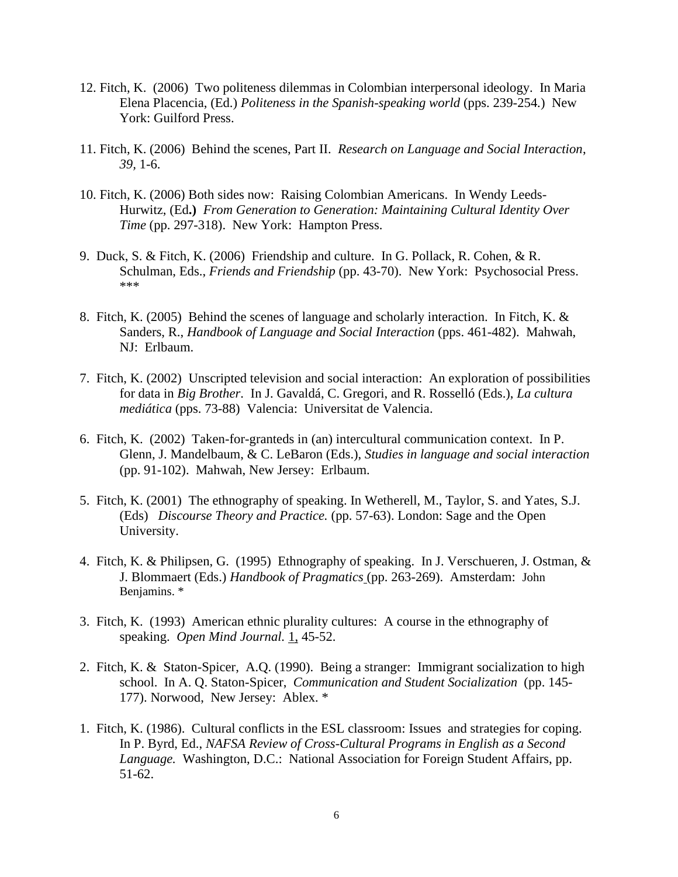12. Fitch, K. (2006) Two politeness dilemmas in Colombian interpersonal ideology. In Maria Elena Placencia, (Ed.) *Politeness in the Spanish-speaking world* (pps. 239-254.) New York: Guilford Press.

11. Fitch, K. (2006) Behind the scenes, Part II. *Research on Language and Social Interaction*, *39*, 1-6.

10. Fitch, K. (2006) Both sides now: Raising Colombian Americans. In Wendy Leeds-Hurwitz, (Ed**.)** *From Generation to Generation: Maintaining Cultural Identity Over Time* (pp. 297-318). New York: Hampton Press.

9. Duck, S. & Fitch, K. (2006) Friendship and culture. In G. Pollack, R. Cohen, & R. Schulman, Eds., *Friends and Friendship* (pp. 43-70). New York: Psychosocial Press. ***

8. Fitch, K. (2005) Behind the scenes of language and scholarly interaction. In Fitch, K. & Sanders, R., *Handbook of Language and Social Interaction* (pps. 461-482). Mahwah, NJ: Erlbaum.

7. Fitch, K. (2002) Unscripted television and social interaction: An exploration of possibilities for data in *Big Brother*. In J. Gavaldá, C. Gregori, and R. Rosselló (Eds.), *La cultura mediática* (pps. 73-88) Valencia: Universitat de Valencia.

6. Fitch, K. (2002) Taken-for-granteds in (an) intercultural communication context. In P. Glenn, J. Mandelbaum, & C. LeBaron (Eds.), *Studies in language and social interaction* (pp. 91-102). Mahwah, New Jersey: Erlbaum.

5. Fitch, K. (2001) The ethnography of speaking. In Wetherell, M., Taylor, S. and Yates, S.J. (Eds) *Discourse Theory and Practice.* (pp. 57-63). London: Sage and the Open University.

4. Fitch, K. & Philipsen, G. (1995) Ethnography of speaking. In J. Verschueren, J. Ostman, & J. Blommaert (Eds.) *Handbook of Pragmatics* (pp. 263-269). Amsterdam: John Benjamins. *

3. Fitch, K. (1993) American ethnic plurality cultures: A course in the ethnography of speaking. *Open Mind Journal*. 1, 45-52.

2. Fitch, K. & Staton-Spicer, A.Q. (1990). Being a stranger: Immigrant socialization to high school. In A. Q. Staton-Spicer, *Communication and Student Socialization* (pp. 145-177). Norwood, New Jersey: Ablex. *

1. Fitch, K. (1986). Cultural conflicts in the ESL classroom: Issues and strategies for coping. In P. Byrd, Ed., *NAFSA Review of Cross-Cultural Programs in English as a Second Language.* Washington, D.C.: National Association for Foreign Student Affairs, pp. 51-62.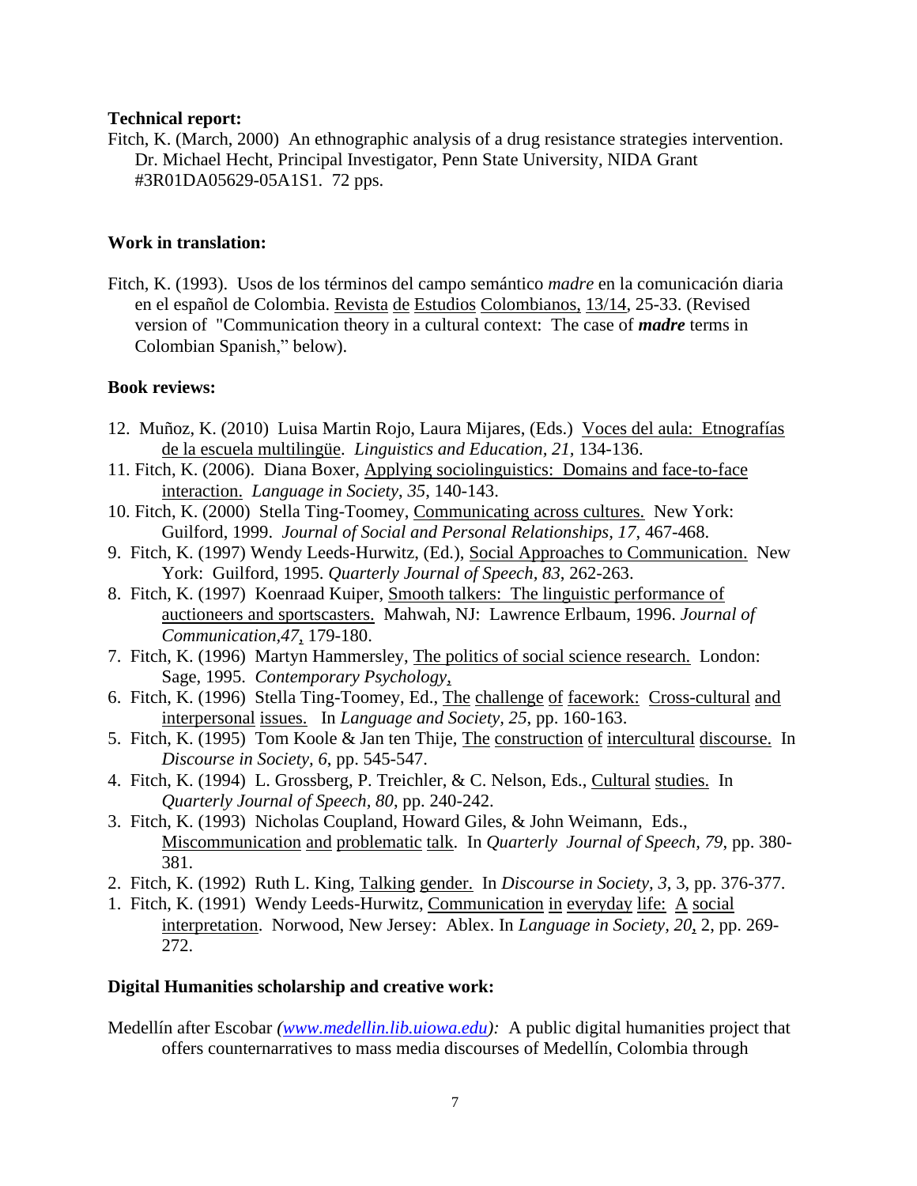**Technical report:**

Fitch, K. (March, 2000) An ethnographic analysis of a drug resistance strategies intervention. Dr. Michael Hecht, Principal Investigator, Penn State University, NIDA Grant #3R01DA05629-05A1S1. 72 pps.

**Work in translation:**

Fitch, K. (1993). Usos de los términos del campo semántico *madre* en la comunicación diaria en el español de Colombia. Revista de Estudios Colombianos, 13/14, 25-33. (Revised version of "Communication theory in a cultural context: The case of ***madre*** terms in Colombian Spanish," below).

**Book reviews:**

12. Muñoz, K. (2010) Luisa Martin Rojo, Laura Mijares, (Eds.) Voces del aula: Etnografías de la escuela multilingüe. *Linguistics and Education, 21*, 134-136.
11. Fitch, K. (2006). Diana Boxer, Applying sociolinguistics: Domains and face-to-face interaction. *Language in Society*, *35*, 140-143.
10. Fitch, K. (2000) Stella Ting-Toomey, Communicating across cultures. New York: Guilford, 1999. *Journal of Social and Personal Relationships*, *17*, 467-468.
9. Fitch, K. (1997) Wendy Leeds-Hurwitz, (Ed.), Social Approaches to Communication. New York: Guilford, 1995. *Quarterly Journal of Speech, 83*, 262-263.
8. Fitch, K. (1997) Koenraad Kuiper, Smooth talkers: The linguistic performance of auctioneers and sportscasters. Mahwah, NJ: Lawrence Erlbaum, 1996. *Journal of Communication,47*, 179-180.
7. Fitch, K. (1996) Martyn Hammersley, The politics of social science research. London: Sage, 1995. *Contemporary Psychology*,
6. Fitch, K. (1996) Stella Ting-Toomey, Ed., The challenge of facework: Cross-cultural and interpersonal issues. In *Language and Society, 25*, pp. 160-163.
5. Fitch, K. (1995) Tom Koole & Jan ten Thije, The construction of intercultural discourse. In *Discourse in Society, 6*, pp. 545-547.
4. Fitch, K. (1994) L. Grossberg, P. Treichler, & C. Nelson, Eds., Cultural studies. In *Quarterly Journal of Speech, 80*, pp. 240-242.
3. Fitch, K. (1993) Nicholas Coupland, Howard Giles, & John Weimann, Eds., Miscommunication and problematic talk. In *Quarterly Journal of Speech, 79*, pp. 380-381.
2. Fitch, K. (1992) Ruth L. King, Talking gender. In *Discourse in Society, 3*, 3, pp. 376-377.
1. Fitch, K. (1991) Wendy Leeds-Hurwitz, Communication in everyday life: A social interpretation. Norwood, New Jersey: Ablex. In *Language in Society, 20*, 2, pp. 269-272.

**Digital Humanities scholarship and creative work:**

Medellín after Escobar *(www.medellin.lib.uiowa.edu):* A public digital humanities project that offers counternarratives to mass media discourses of Medellín, Colombia through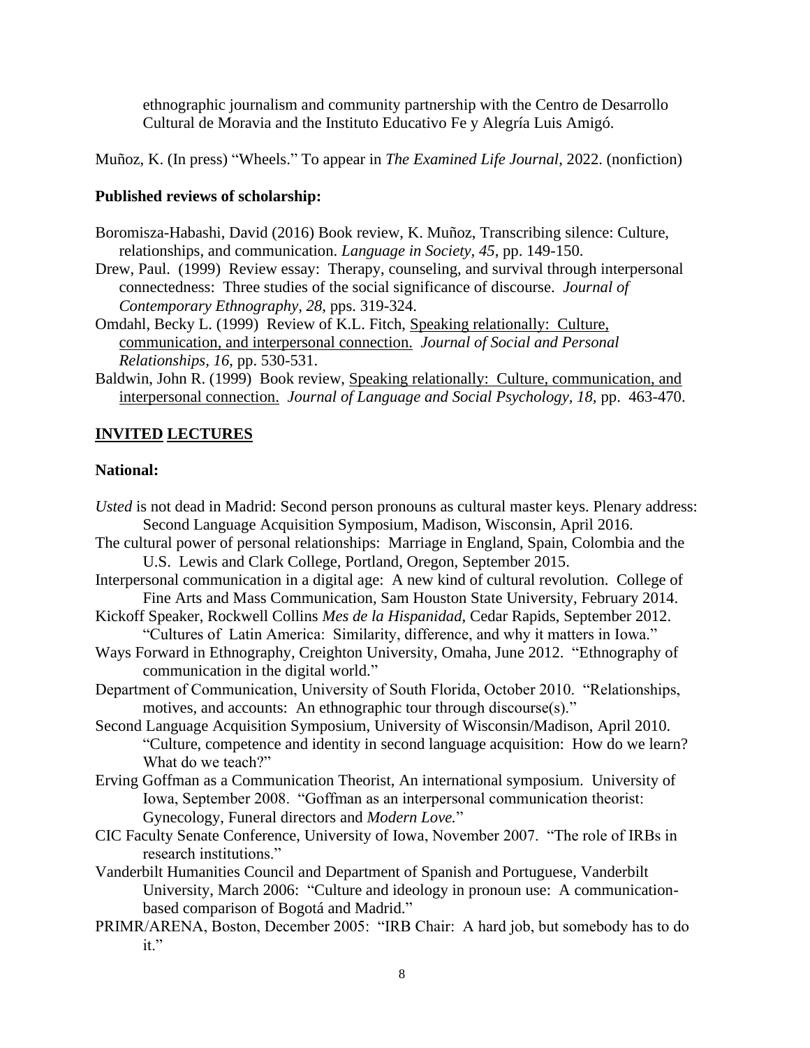ethnographic journalism and community partnership with the Centro de Desarrollo Cultural de Moravia and the Instituto Educativo Fe y Alegría Luis Amigó.

Muñoz, K. (In press) "Wheels." To appear in *The Examined Life Journal*, 2022. (nonfiction)

**Published reviews of scholarship:**

Boromisza-Habashi, David (2016) Book review, K. Muñoz, Transcribing silence: Culture, relationships, and communication. *Language in Society, 45*, pp. 149-150.

Drew, Paul. (1999) Review essay: Therapy, counseling, and survival through interpersonal connectedness: Three studies of the social significance of discourse. *Journal of Contemporary Ethnography, 28*, pps. 319-324.

Omdahl, Becky L. (1999) Review of K.L. Fitch, <u>Speaking relationally: Culture, communication, and interpersonal connection.</u> *Journal of Social and Personal Relationships, 16*, pp. 530-531.

Baldwin, John R. (1999) Book review, <u>Speaking relationally: Culture, communication, and interpersonal connection.</u> *Journal of Language and Social Psychology, 18*, pp. 463-470.

## <u>INVITED LECTURES</u>

**National:**

*Usted* is not dead in Madrid: Second person pronouns as cultural master keys. Plenary address: Second Language Acquisition Symposium, Madison, Wisconsin, April 2016.

The cultural power of personal relationships: Marriage in England, Spain, Colombia and the U.S. Lewis and Clark College, Portland, Oregon, September 2015.

Interpersonal communication in a digital age: A new kind of cultural revolution. College of Fine Arts and Mass Communication, Sam Houston State University, February 2014.

Kickoff Speaker, Rockwell Collins *Mes de la Hispanidad*, Cedar Rapids, September 2012. "Cultures of Latin America: Similarity, difference, and why it matters in Iowa."

Ways Forward in Ethnography, Creighton University, Omaha, June 2012. "Ethnography of communication in the digital world."

Department of Communication, University of South Florida, October 2010. "Relationships, motives, and accounts: An ethnographic tour through discourse(s)."

Second Language Acquisition Symposium, University of Wisconsin/Madison, April 2010. "Culture, competence and identity in second language acquisition: How do we learn? What do we teach?"

Erving Goffman as a Communication Theorist, An international symposium. University of Iowa, September 2008. "Goffman as an interpersonal communication theorist: Gynecology, Funeral directors and *Modern Love.*"

CIC Faculty Senate Conference, University of Iowa, November 2007. "The role of IRBs in research institutions."

Vanderbilt Humanities Council and Department of Spanish and Portuguese, Vanderbilt University, March 2006: "Culture and ideology in pronoun use: A communication-based comparison of Bogotá and Madrid."

PRIMR/ARENA, Boston, December 2005: "IRB Chair: A hard job, but somebody has to do it."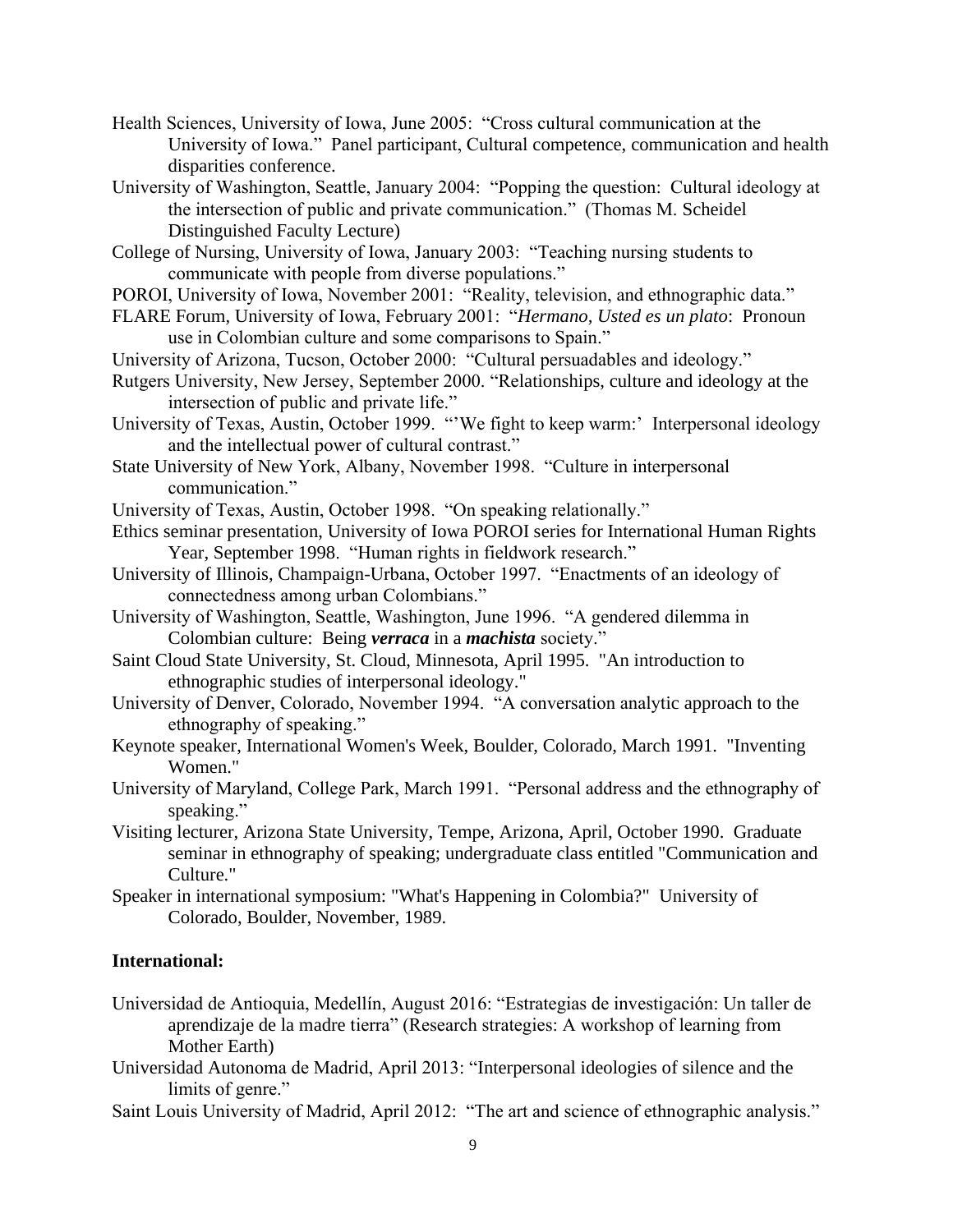Health Sciences, University of Iowa, June 2005: "Cross cultural communication at the University of Iowa." Panel participant, Cultural competence, communication and health disparities conference.

University of Washington, Seattle, January 2004: "Popping the question: Cultural ideology at the intersection of public and private communication." (Thomas M. Scheidel Distinguished Faculty Lecture)

College of Nursing, University of Iowa, January 2003: "Teaching nursing students to communicate with people from diverse populations."

POROI, University of Iowa, November 2001: "Reality, television, and ethnographic data."

FLARE Forum, University of Iowa, February 2001: "*Hermano, Usted es un plato*: Pronoun use in Colombian culture and some comparisons to Spain."

University of Arizona, Tucson, October 2000: "Cultural persuadables and ideology."

Rutgers University, New Jersey, September 2000. "Relationships, culture and ideology at the intersection of public and private life."

University of Texas, Austin, October 1999. "'We fight to keep warm:' Interpersonal ideology and the intellectual power of cultural contrast."

State University of New York, Albany, November 1998. "Culture in interpersonal communication."

University of Texas, Austin, October 1998. "On speaking relationally."

Ethics seminar presentation, University of Iowa POROI series for International Human Rights Year, September 1998. "Human rights in fieldwork research."

University of Illinois, Champaign-Urbana, October 1997. "Enactments of an ideology of connectedness among urban Colombians."

University of Washington, Seattle, Washington, June 1996. "A gendered dilemma in Colombian culture: Being ***verraca*** in a ***machista*** society."

Saint Cloud State University, St. Cloud, Minnesota, April 1995. "An introduction to ethnographic studies of interpersonal ideology."

University of Denver, Colorado, November 1994. "A conversation analytic approach to the ethnography of speaking."

Keynote speaker, International Women's Week, Boulder, Colorado, March 1991. "Inventing Women."

University of Maryland, College Park, March 1991. "Personal address and the ethnography of speaking."

Visiting lecturer, Arizona State University, Tempe, Arizona, April, October 1990. Graduate seminar in ethnography of speaking; undergraduate class entitled "Communication and Culture."

Speaker in international symposium: "What's Happening in Colombia?" University of Colorado, Boulder, November, 1989.

**International:**

Universidad de Antioquia, Medellín, August 2016: "Estrategias de investigación: Un taller de aprendizaje de la madre tierra" (Research strategies: A workshop of learning from Mother Earth)

Universidad Autonoma de Madrid, April 2013: "Interpersonal ideologies of silence and the limits of genre."

Saint Louis University of Madrid, April 2012: "The art and science of ethnographic analysis."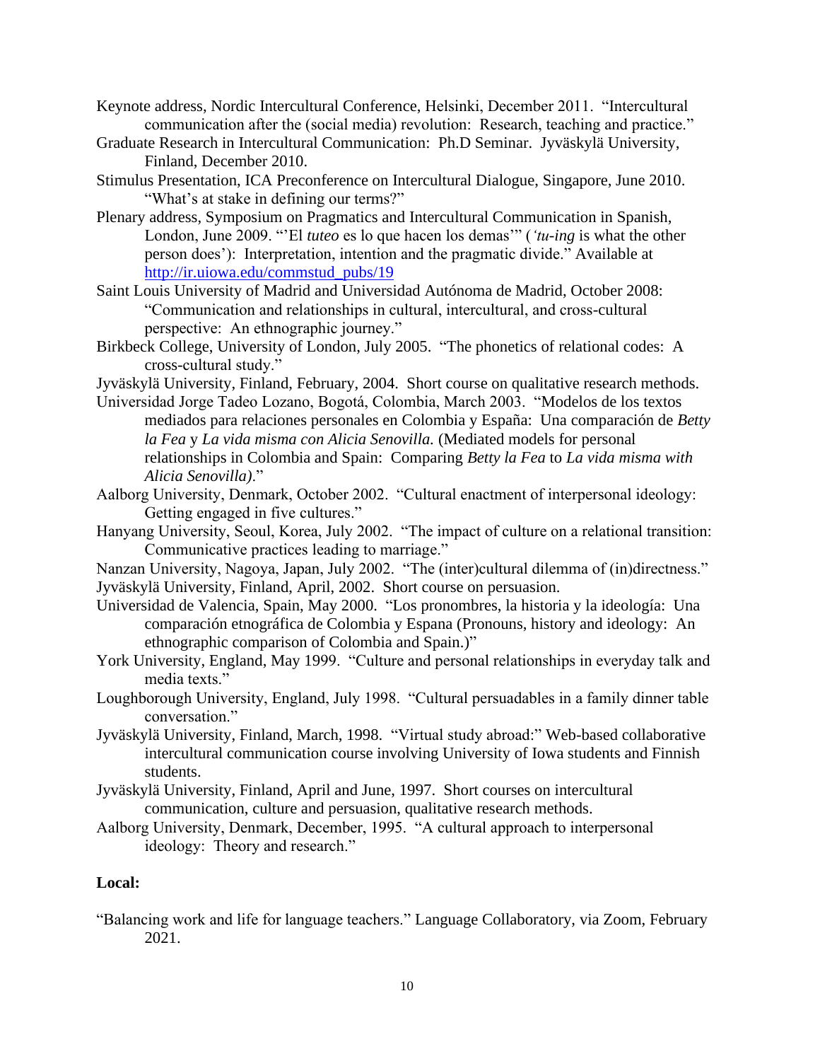Keynote address, Nordic Intercultural Conference, Helsinki, December 2011. "Intercultural communication after the (social media) revolution: Research, teaching and practice."

Graduate Research in Intercultural Communication: Ph.D Seminar. Jyväskylä University, Finland, December 2010.

Stimulus Presentation, ICA Preconference on Intercultural Dialogue, Singapore, June 2010. "What's at stake in defining our terms?"

Plenary address, Symposium on Pragmatics and Intercultural Communication in Spanish, London, June 2009. "'El *tuteo* es lo que hacen los demas'" (*'tu-ing* is what the other person does'): Interpretation, intention and the pragmatic divide." Available at [http://ir.uiowa.edu/commstud_pubs/19](http://ir.uiowa.edu/commstud_pubs/19)

Saint Louis University of Madrid and Universidad Autónoma de Madrid, October 2008: "Communication and relationships in cultural, intercultural, and cross-cultural perspective: An ethnographic journey."

Birkbeck College, University of London, July 2005. "The phonetics of relational codes: A cross-cultural study."

Jyväskylä University, Finland, February, 2004. Short course on qualitative research methods.

Universidad Jorge Tadeo Lozano, Bogotá, Colombia, March 2003. "Modelos de los textos mediados para relaciones personales en Colombia y España: Una comparación de *Betty la Fea* y *La vida misma con Alicia Senovilla.* (Mediated models for personal relationships in Colombia and Spain: Comparing *Betty la Fea* to *La vida misma with Alicia Senovilla)*."

Aalborg University, Denmark, October 2002. "Cultural enactment of interpersonal ideology: Getting engaged in five cultures."

Hanyang University, Seoul, Korea, July 2002. "The impact of culture on a relational transition: Communicative practices leading to marriage."

Nanzan University, Nagoya, Japan, July 2002. "The (inter)cultural dilemma of (in)directness."

Jyväskylä University, Finland, April, 2002. Short course on persuasion.

Universidad de Valencia, Spain, May 2000. "Los pronombres, la historia y la ideología: Una comparación etnográfica de Colombia y Espana (Pronouns, history and ideology: An ethnographic comparison of Colombia and Spain.)"

York University, England, May 1999. "Culture and personal relationships in everyday talk and media texts."

Loughborough University, England, July 1998. "Cultural persuadables in a family dinner table conversation."

Jyväskylä University, Finland, March, 1998. "Virtual study abroad:" Web-based collaborative intercultural communication course involving University of Iowa students and Finnish students.

Jyväskylä University, Finland, April and June, 1997. Short courses on intercultural communication, culture and persuasion, qualitative research methods.

Aalborg University, Denmark, December, 1995. "A cultural approach to interpersonal ideology: Theory and research."

**Local:**

"Balancing work and life for language teachers." Language Collaboratory, via Zoom, February 2021.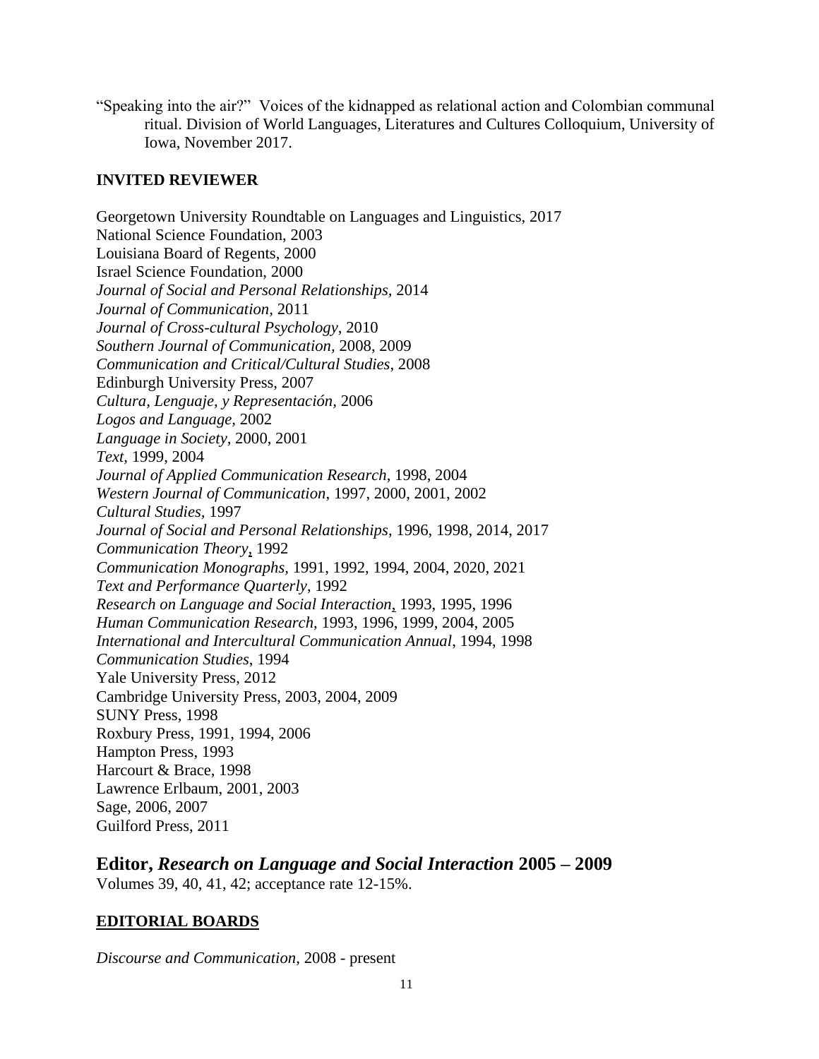"Speaking into the air?" Voices of the kidnapped as relational action and Colombian communal ritual. Division of World Languages, Literatures and Cultures Colloquium, University of Iowa, November 2017.

### INVITED REVIEWER

Georgetown University Roundtable on Languages and Linguistics, 2017
National Science Foundation, 2003
Louisiana Board of Regents, 2000
Israel Science Foundation, 2000
*Journal of Social and Personal Relationships*, 2014
*Journal of Communication*, 2011
*Journal of Cross-cultural Psychology*, 2010
*Southern Journal of Communication*, 2008, 2009
*Communication and Critical/Cultural Studies*, 2008
Edinburgh University Press, 2007
*Cultura, Lenguaje, y Representación*, 2006
*Logos and Language*, 2002
*Language in Society*, 2000, 2001
*Text*, 1999, 2004
*Journal of Applied Communication Research*, 1998, 2004
*Western Journal of Communication*, 1997, 2000, 2001, 2002
*Cultural Studies*, 1997
*Journal of Social and Personal Relationships*, 1996, 1998, 2014, 2017
*Communication Theory*, 1992
*Communication Monographs*, 1991, 1992, 1994, 2004, 2020, 2021
*Text and Performance Quarterly*, 1992
*Research on Language and Social Interaction*, 1993, 1995, 1996
*Human Communication Research*, 1993, 1996, 1999, 2004, 2005
*International and Intercultural Communication Annual*, 1994, 1998
*Communication Studies*, 1994
Yale University Press, 2012
Cambridge University Press, 2003, 2004, 2009
SUNY Press, 1998
Roxbury Press, 1991, 1994, 2006
Hampton Press, 1993
Harcourt & Brace, 1998
Lawrence Erlbaum, 2001, 2003
Sage, 2006, 2007
Guilford Press, 2011

## Editor, *Research on Language and Social Interaction* 2005 – 2009

Volumes 39, 40, 41, 42; acceptance rate 12-15%.

### EDITORIAL BOARDS

*Discourse and Communication*, 2008 - present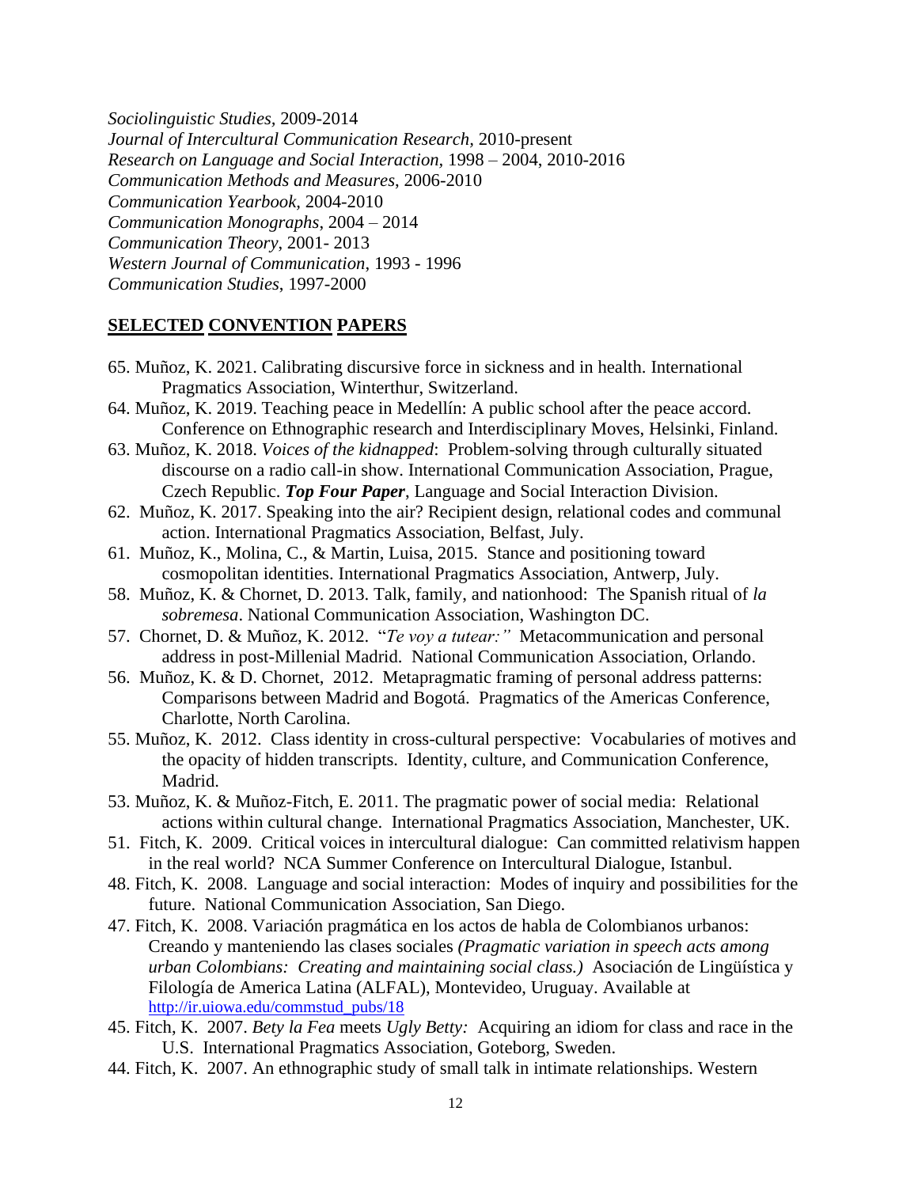*Sociolinguistic Studies,* 2009-2014
*Journal of Intercultural Communication Research,* 2010-present
*Research on Language and Social Interaction*, 1998 – 2004, 2010-2016
*Communication Methods and Measures*, 2006-2010
*Communication Yearbook,* 2004-2010
*Communication Monographs,* 2004 – 2014
*Communication Theory*, 2001- 2013
*Western Journal of Communication,* 1993 - 1996
*Communication Studies*, 1997-2000

## SELECTED CONVENTION PAPERS

65. Muñoz, K. 2021. Calibrating discursive force in sickness and in health. International Pragmatics Association, Winterthur, Switzerland.
64. Muñoz, K. 2019. Teaching peace in Medellín: A public school after the peace accord. Conference on Ethnographic research and Interdisciplinary Moves, Helsinki, Finland.
63. Muñoz, K. 2018. *Voices of the kidnapped*: Problem-solving through culturally situated discourse on a radio call-in show. International Communication Association, Prague, Czech Republic. ***Top Four Paper***, Language and Social Interaction Division.
62. Muñoz, K. 2017. Speaking into the air? Recipient design, relational codes and communal action. International Pragmatics Association, Belfast, July.
61. Muñoz, K., Molina, C., & Martin, Luisa, 2015. Stance and positioning toward cosmopolitan identities. International Pragmatics Association, Antwerp, July.
58. Muñoz, K. & Chornet, D. 2013. Talk, family, and nationhood: The Spanish ritual of *la sobremesa*. National Communication Association, Washington DC.
57. Chornet, D. & Muñoz, K. 2012. "*Te voy a tutear:"* Metacommunication and personal address in post-Millenial Madrid. National Communication Association, Orlando.
56. Muñoz, K. & D. Chornet, 2012. Metapragmatic framing of personal address patterns: Comparisons between Madrid and Bogotá. Pragmatics of the Americas Conference, Charlotte, North Carolina.
55. Muñoz, K. 2012. Class identity in cross-cultural perspective: Vocabularies of motives and the opacity of hidden transcripts. Identity, culture, and Communication Conference, Madrid.
53. Muñoz, K. & Muñoz-Fitch, E. 2011. The pragmatic power of social media: Relational actions within cultural change. International Pragmatics Association, Manchester, UK.
51. Fitch, K. 2009. Critical voices in intercultural dialogue: Can committed relativism happen in the real world? NCA Summer Conference on Intercultural Dialogue, Istanbul.
48. Fitch, K. 2008. Language and social interaction: Modes of inquiry and possibilities for the future. National Communication Association, San Diego.
47. Fitch, K. 2008. Variación pragmática en los actos de habla de Colombianos urbanos: Creando y manteniendo las clases sociales *(Pragmatic variation in speech acts among urban Colombians: Creating and maintaining social class.)* Asociación de Lingüística y Filología de America Latina (ALFAL), Montevideo, Uruguay. Available at http://ir.uiowa.edu/commstud_pubs/18
45. Fitch, K. 2007. *Bety la Fea* meets *Ugly Betty:* Acquiring an idiom for class and race in the U.S. International Pragmatics Association, Goteborg, Sweden.
44. Fitch, K. 2007. An ethnographic study of small talk in intimate relationships. Western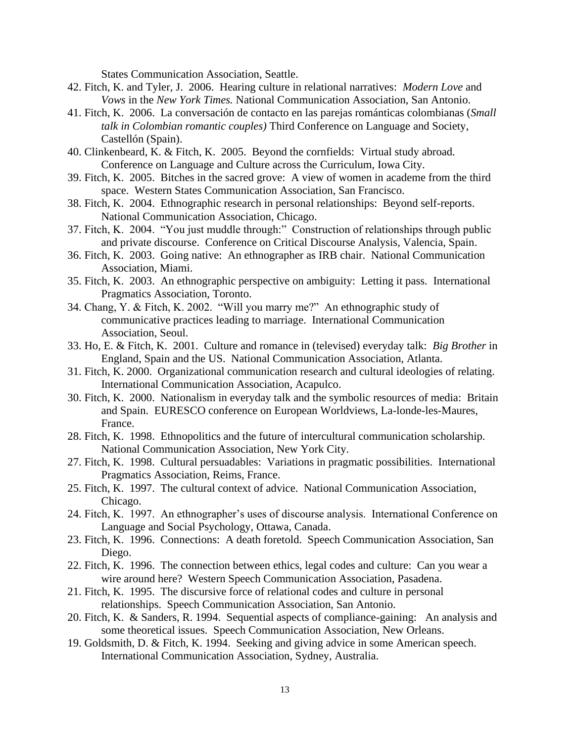States Communication Association, Seattle.

42. Fitch, K. and Tyler, J. 2006. Hearing culture in relational narratives: *Modern Love* and *Vows* in the *New York Times.* National Communication Association, San Antonio.
41. Fitch, K. 2006. La conversación de contacto en las parejas románticas colombianas (*Small talk in Colombian romantic couples)* Third Conference on Language and Society, Castellón (Spain).
40. Clinkenbeard, K. & Fitch, K. 2005. Beyond the cornfields: Virtual study abroad. Conference on Language and Culture across the Curriculum, Iowa City.
39. Fitch, K. 2005. Bitches in the sacred grove: A view of women in academe from the third space. Western States Communication Association, San Francisco.
38. Fitch, K. 2004. Ethnographic research in personal relationships: Beyond self-reports. National Communication Association, Chicago.
37. Fitch, K. 2004. "You just muddle through:" Construction of relationships through public and private discourse. Conference on Critical Discourse Analysis, Valencia, Spain.
36. Fitch, K. 2003. Going native: An ethnographer as IRB chair. National Communication Association, Miami.
35. Fitch, K. 2003. An ethnographic perspective on ambiguity: Letting it pass. International Pragmatics Association, Toronto.
34. Chang, Y. & Fitch, K. 2002. "Will you marry me?" An ethnographic study of communicative practices leading to marriage. International Communication Association, Seoul.
33. Ho, E. & Fitch, K. 2001. Culture and romance in (televised) everyday talk: *Big Brother* in England, Spain and the US. National Communication Association, Atlanta.
31. Fitch, K. 2000. Organizational communication research and cultural ideologies of relating. International Communication Association, Acapulco.
30. Fitch, K. 2000. Nationalism in everyday talk and the symbolic resources of media: Britain and Spain. EURESCO conference on European Worldviews, La-londe-les-Maures, France.
28. Fitch, K. 1998. Ethnopolitics and the future of intercultural communication scholarship. National Communication Association, New York City.
27. Fitch, K. 1998. Cultural persuadables: Variations in pragmatic possibilities. International Pragmatics Association, Reims, France.
25. Fitch, K. 1997. The cultural context of advice. National Communication Association, Chicago.
24. Fitch, K. 1997. An ethnographer's uses of discourse analysis. International Conference on Language and Social Psychology, Ottawa, Canada.
23. Fitch, K. 1996. Connections: A death foretold. Speech Communication Association, San Diego.
22. Fitch, K. 1996. The connection between ethics, legal codes and culture: Can you wear a wire around here? Western Speech Communication Association, Pasadena.
21. Fitch, K. 1995. The discursive force of relational codes and culture in personal relationships. Speech Communication Association, San Antonio.
20. Fitch, K. & Sanders, R. 1994. Sequential aspects of compliance-gaining: An analysis and some theoretical issues. Speech Communication Association, New Orleans.
19. Goldsmith, D. & Fitch, K. 1994. Seeking and giving advice in some American speech. International Communication Association, Sydney, Australia.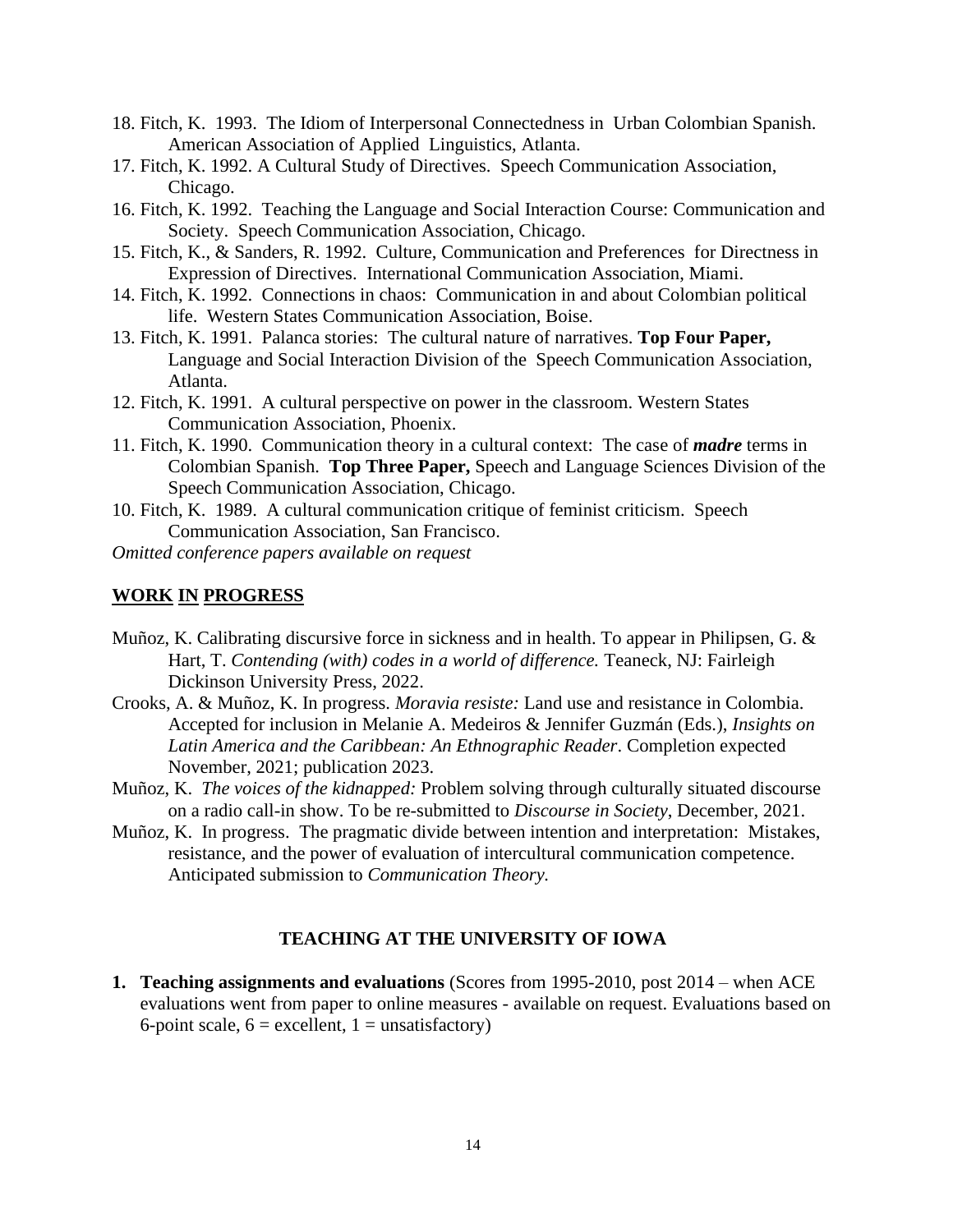18. Fitch, K. 1993. The Idiom of Interpersonal Connectedness in Urban Colombian Spanish. American Association of Applied Linguistics, Atlanta.
17. Fitch, K. 1992. A Cultural Study of Directives. Speech Communication Association, Chicago.
16. Fitch, K. 1992. Teaching the Language and Social Interaction Course: Communication and Society. Speech Communication Association, Chicago.
15. Fitch, K., & Sanders, R. 1992. Culture, Communication and Preferences for Directness in Expression of Directives. International Communication Association, Miami.
14. Fitch, K. 1992. Connections in chaos: Communication in and about Colombian political life. Western States Communication Association, Boise.
13. Fitch, K. 1991. Palanca stories: The cultural nature of narratives. **Top Four Paper,** Language and Social Interaction Division of the Speech Communication Association, Atlanta.
12. Fitch, K. 1991. A cultural perspective on power in the classroom. Western States Communication Association, Phoenix.
11. Fitch, K. 1990. Communication theory in a cultural context: The case of ***madre*** terms in Colombian Spanish. **Top Three Paper,** Speech and Language Sciences Division of the Speech Communication Association, Chicago.
10. Fitch, K. 1989. A cultural communication critique of feminist criticism. Speech Communication Association, San Francisco.

*Omitted conference papers available on request*

## WORK IN PROGRESS

Muñoz, K. Calibrating discursive force in sickness and in health. To appear in Philipsen, G. & Hart, T. *Contending (with) codes in a world of difference.* Teaneck, NJ: Fairleigh Dickinson University Press, 2022.

Crooks, A. & Muñoz, K. In progress. *Moravia resiste:* Land use and resistance in Colombia. Accepted for inclusion in Melanie A. Medeiros & Jennifer Guzmán (Eds.), *Insights on Latin America and the Caribbean: An Ethnographic Reader*. Completion expected November, 2021; publication 2023.

Muñoz, K. *The voices of the kidnapped:* Problem solving through culturally situated discourse on a radio call-in show. To be re-submitted to *Discourse in Society*, December, 2021.

Muñoz, K. In progress. The pragmatic divide between intention and interpretation: Mistakes, resistance, and the power of evaluation of intercultural communication competence. Anticipated submission to *Communication Theory.*

## TEACHING AT THE UNIVERSITY OF IOWA

1. **Teaching assignments and evaluations** (Scores from 1995-2010, post 2014 – when ACE evaluations went from paper to online measures - available on request. Evaluations based on 6-point scale, 6 = excellent, 1 = unsatisfactory)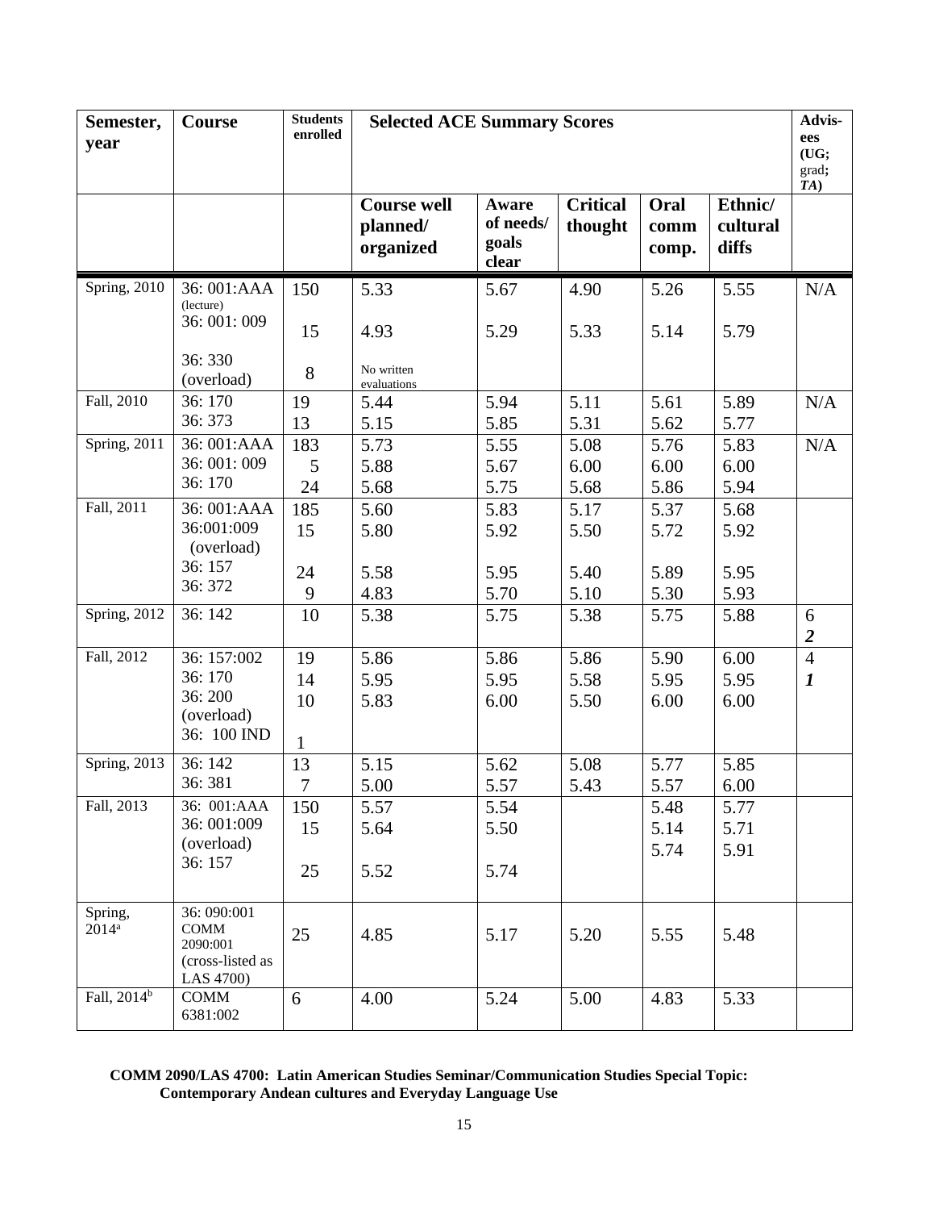| Semester, year | Course | Students enrolled | Selected ACE Summary Scores | | | | | Advis-ees (UG; grad; *TA*) |
|---|---|---|---|---|---|---|---|---|
| | | | Course well planned/ organized | Aware of needs/ goals clear | Critical thought | Oral comm comp. | Ethnic/ cultural diffs | |
| Spring, 2010 | 36: 001:AAA (lecture) | 150 | 5.33 | 5.67 | 4.90 | 5.26 | 5.55 | N/A |
| | 36: 001: 009 | 15 | 4.93 | 5.29 | 5.33 | 5.14 | 5.79 | |
| | 36: 330 (overload) | 8 | No written evaluations | | | | | |
| Fall, 2010 | 36: 170 | 19 | 5.44 | 5.94 | 5.11 | 5.61 | 5.89 | N/A |
| | 36: 373 | 13 | 5.15 | 5.85 | 5.31 | 5.62 | 5.77 | |
| Spring, 2011 | 36: 001:AAA | 183 | 5.73 | 5.55 | 5.08 | 5.76 | 5.83 | N/A |
| | 36: 001: 009 | 5 | 5.88 | 5.67 | 6.00 | 6.00 | 6.00 | |
| | 36: 170 | 24 | 5.68 | 5.75 | 5.68 | 5.86 | 5.94 | |
| Fall, 2011 | 36: 001:AAA | 185 | 5.60 | 5.83 | 5.17 | 5.37 | 5.68 | |
| | 36:001:009 (overload) | 15 | 5.80 | 5.92 | 5.50 | 5.72 | 5.92 | |
| | 36: 157 | 24 | 5.58 | 5.95 | 5.40 | 5.89 | 5.95 | |
| | 36: 372 | 9 | 4.83 | 5.70 | 5.10 | 5.30 | 5.93 | |
| Spring, 2012 | 36: 142 | 10 | 5.38 | 5.75 | 5.38 | 5.75 | 5.88 | 6<br>***2*** |
| Fall, 2012 | 36: 157:002 | 19 | 5.86 | 5.86 | 5.86 | 5.90 | 6.00 | 4<br>***1*** |
| | 36: 170 | 14 | 5.95 | 5.95 | 5.58 | 5.95 | 5.95 | |
| | 36: 200 (overload) | 10 | 5.83 | 6.00 | 5.50 | 6.00 | 6.00 | |
| | 36: 100 IND | 1 | | | | | | |
| Spring, 2013 | 36: 142 | 13 | 5.15 | 5.62 | 5.08 | 5.77 | 5.85 | |
| | 36: 381 | 7 | 5.00 | 5.57 | 5.43 | 5.57 | 6.00 | |
| Fall, 2013 | 36: 001:AAA | 150 | 5.57 | 5.54 | | 5.48 | 5.77 | |
| | 36: 001:009 (overload) | 15 | 5.64 | 5.50 | | 5.14 | 5.71 | |
| | | | | | | 5.74 | 5.91 | |
| | 36: 157 | 25 | 5.52 | 5.74 | | | | |
| Spring, 2014[a] | 36: 090:001 COMM 2090:001 (cross-listed as LAS 4700) | 25 | 4.85 | 5.17 | 5.20 | 5.55 | 5.48 | |
| Fall, 2014[b] | COMM 6381:002 | 6 | 4.00 | 5.24 | 5.00 | 4.83 | 5.33 | |

**COMM 2090/LAS 4700: Latin American Studies Seminar/Communication Studies Special Topic: Contemporary Andean cultures and Everyday Language Use**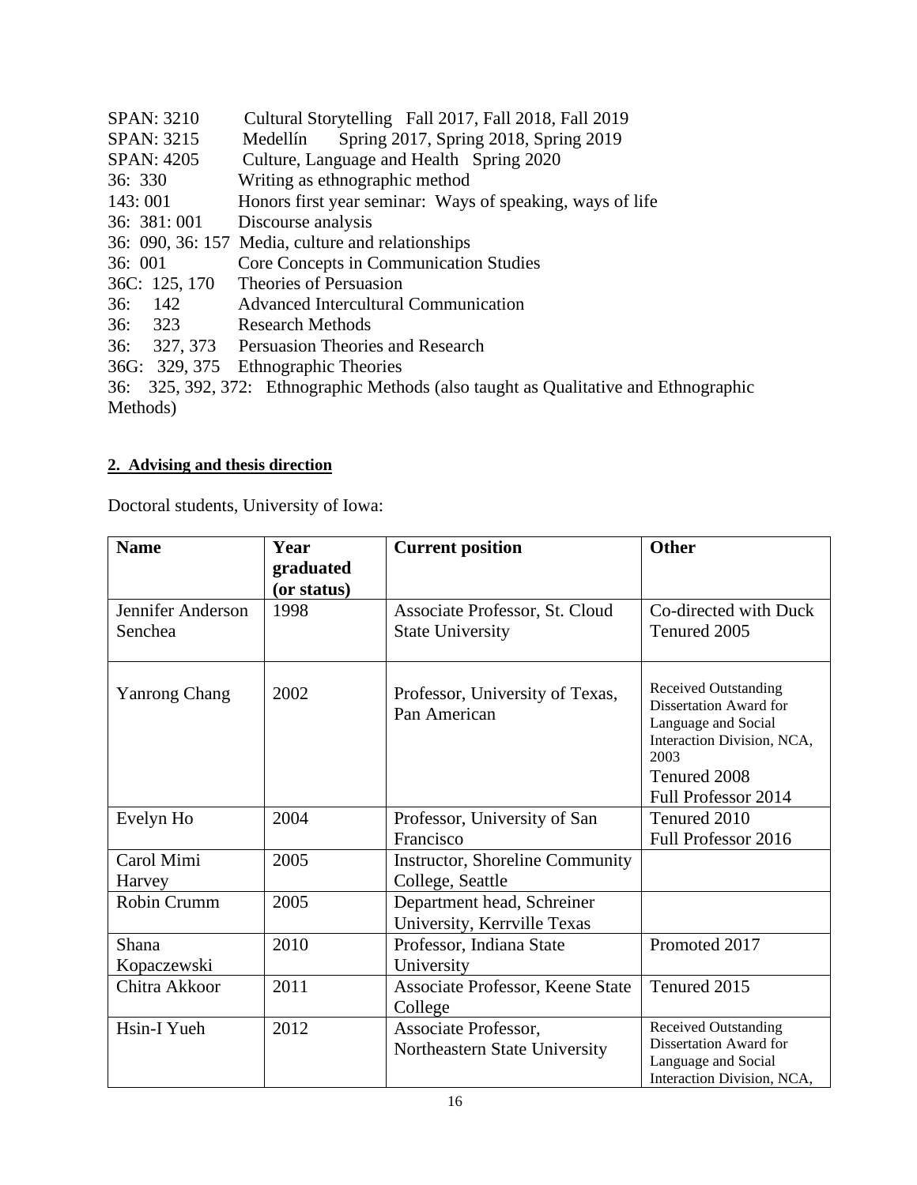SPAN: 3210 Cultural Storytelling Fall 2017, Fall 2018, Fall 2019
SPAN: 3215 Medellín Spring 2017, Spring 2018, Spring 2019
SPAN: 4205 Culture, Language and Health Spring 2020
36: 330 Writing as ethnographic method
143: 001 Honors first year seminar: Ways of speaking, ways of life
36: 381: 001 Discourse analysis
36: 090, 36: 157 Media, culture and relationships
36: 001 Core Concepts in Communication Studies
36C: 125, 170 Theories of Persuasion
36: 142 Advanced Intercultural Communication
36: 323 Research Methods
36: 327, 373 Persuasion Theories and Research
36G: 329, 375 Ethnographic Theories
36: 325, 392, 372: Ethnographic Methods (also taught as Qualitative and Ethnographic Methods)

**2. Advising and thesis direction**

Doctoral students, University of Iowa:

| Name | Year graduated (or status) | Current position | Other |
|---|---|---|---|
| Jennifer Anderson Senchea | 1998 | Associate Professor, St. Cloud State University | Co-directed with Duck<br>Tenured 2005 |
| Yanrong Chang | 2002 | Professor, University of Texas, Pan American | Received Outstanding Dissertation Award for Language and Social Interaction Division, NCA, 2003<br>Tenured 2008<br>Full Professor 2014 |
| Evelyn Ho | 2004 | Professor, University of San Francisco | Tenured 2010<br>Full Professor 2016 |
| Carol Mimi Harvey | 2005 | Instructor, Shoreline Community College, Seattle | |
| Robin Crumm | 2005 | Department head, Schreiner University, Kerrville Texas | |
| Shana Kopaczewski | 2010 | Professor, Indiana State University | Promoted 2017 |
| Chitra Akkoor | 2011 | Associate Professor, Keene State College | Tenured 2015 |
| Hsin-I Yueh | 2012 | Associate Professor, Northeastern State University | Received Outstanding Dissertation Award for Language and Social Interaction Division, NCA, |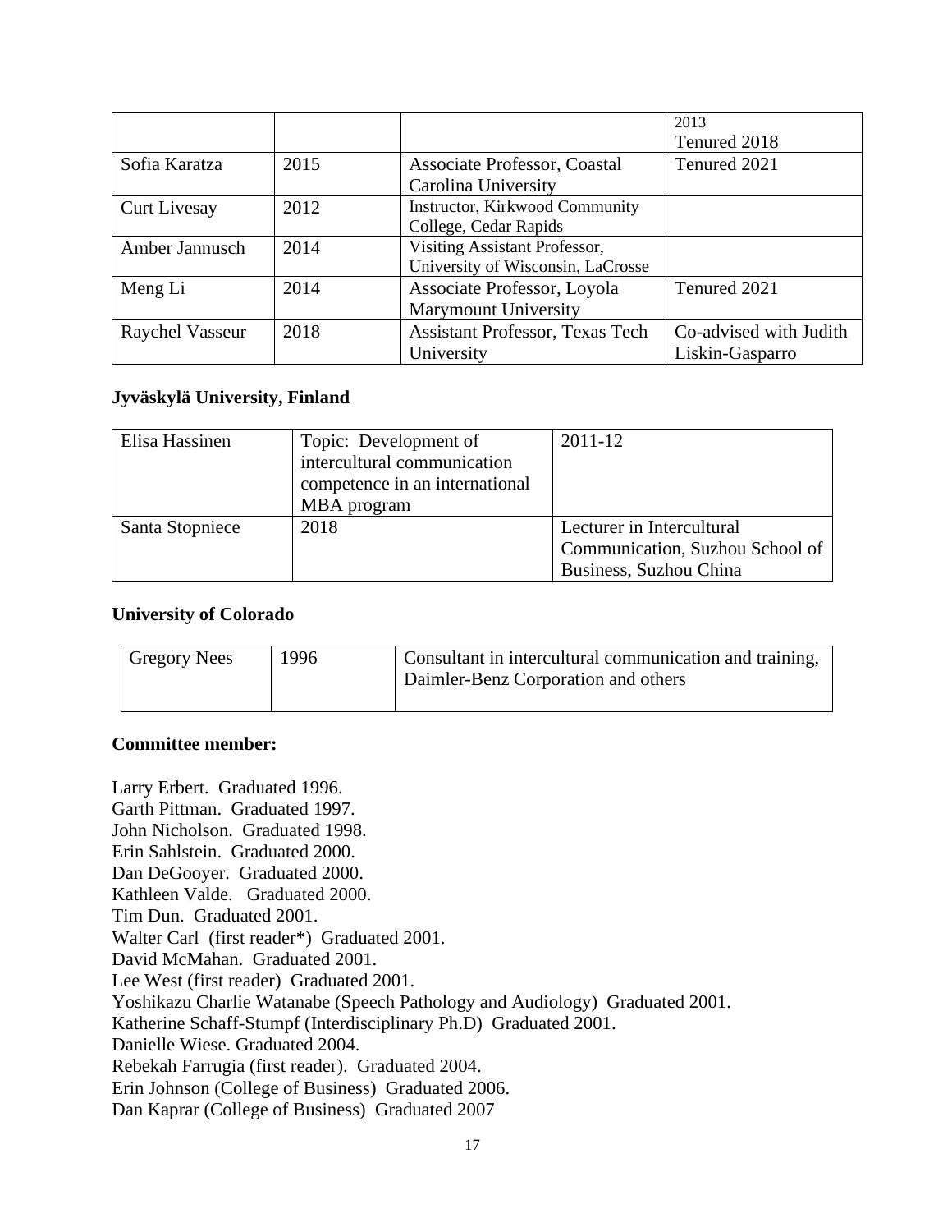| | | | 2013<br>Tenured 2018 |
|---|---|---|---|
| Sofia Karatza | 2015 | Associate Professor, Coastal Carolina University | Tenured 2021 |
| Curt Livesay | 2012 | Instructor, Kirkwood Community College, Cedar Rapids | |
| Amber Jannusch | 2014 | Visiting Assistant Professor, University of Wisconsin, LaCrosse | |
| Meng Li | 2014 | Associate Professor, Loyola Marymount University | Tenured 2021 |
| Raychel Vasseur | 2018 | Assistant Professor, Texas Tech University | Co-advised with Judith Liskin-Gasparro |

**Jyväskylä University, Finland**

| Elisa Hassinen | Topic: Development of intercultural communication competence in an international MBA program | 2011-12 |
|---|---|---|
| Santa Stopniece | 2018 | Lecturer in Intercultural Communication, Suzhou School of Business, Suzhou China |

**University of Colorado**

| Gregory Nees | 1996 | Consultant in intercultural communication and training, Daimler-Benz Corporation and others |
|---|---|---|

**Committee member:**

Larry Erbert. Graduated 1996.
Garth Pittman. Graduated 1997.
John Nicholson. Graduated 1998.
Erin Sahlstein. Graduated 2000.
Dan DeGooyer. Graduated 2000.
Kathleen Valde. Graduated 2000.
Tim Dun. Graduated 2001.
Walter Carl (first reader*) Graduated 2001.
David McMahan. Graduated 2001.
Lee West (first reader) Graduated 2001.
Yoshikazu Charlie Watanabe (Speech Pathology and Audiology) Graduated 2001.
Katherine Schaff-Stumpf (Interdisciplinary Ph.D) Graduated 2001.
Danielle Wiese. Graduated 2004.
Rebekah Farrugia (first reader). Graduated 2004.
Erin Johnson (College of Business) Graduated 2006.
Dan Kaprar (College of Business) Graduated 2007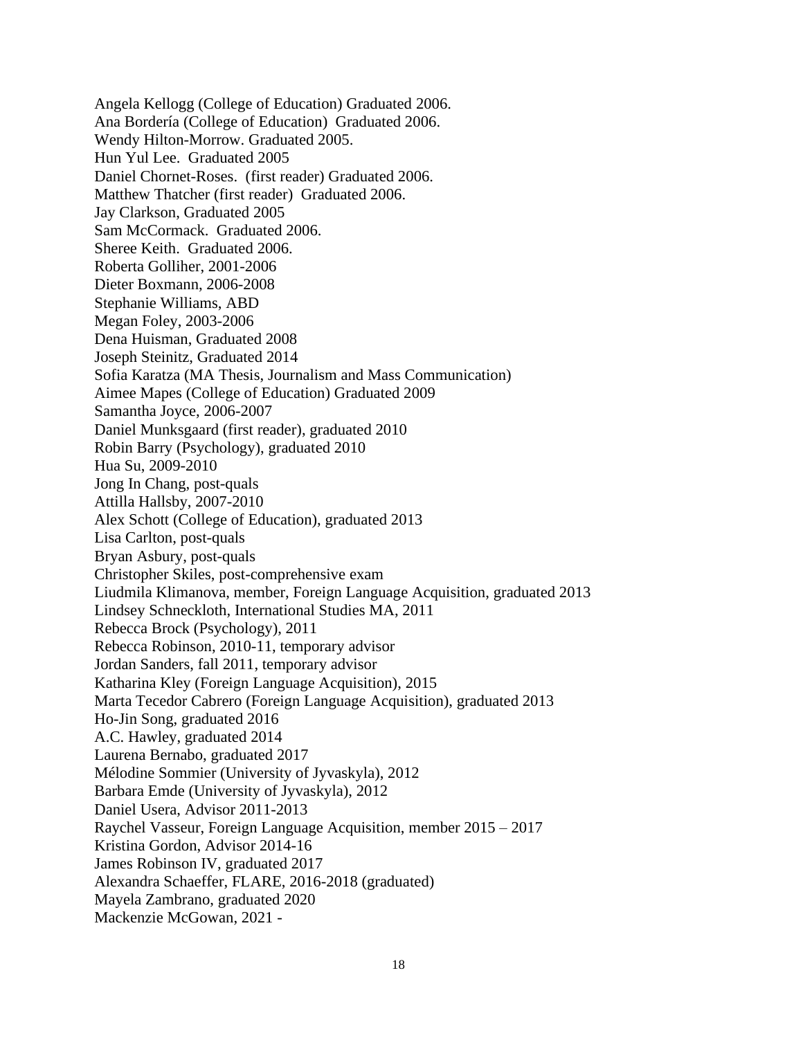Angela Kellogg (College of Education) Graduated 2006.
Ana Bordería (College of Education) Graduated 2006.
Wendy Hilton-Morrow. Graduated 2005.
Hun Yul Lee. Graduated 2005
Daniel Chornet-Roses. (first reader) Graduated 2006.
Matthew Thatcher (first reader) Graduated 2006.
Jay Clarkson, Graduated 2005
Sam McCormack. Graduated 2006.
Sheree Keith. Graduated 2006.
Roberta Golliher, 2001-2006
Dieter Boxmann, 2006-2008
Stephanie Williams, ABD
Megan Foley, 2003-2006
Dena Huisman, Graduated 2008
Joseph Steinitz, Graduated 2014
Sofia Karatza (MA Thesis, Journalism and Mass Communication)
Aimee Mapes (College of Education) Graduated 2009
Samantha Joyce, 2006-2007
Daniel Munksgaard (first reader), graduated 2010
Robin Barry (Psychology), graduated 2010
Hua Su, 2009-2010
Jong In Chang, post-quals
Attilla Hallsby, 2007-2010
Alex Schott (College of Education), graduated 2013
Lisa Carlton, post-quals
Bryan Asbury, post-quals
Christopher Skiles, post-comprehensive exam
Liudmila Klimanova, member, Foreign Language Acquisition, graduated 2013
Lindsey Schneckloth, International Studies MA, 2011
Rebecca Brock (Psychology), 2011
Rebecca Robinson, 2010-11, temporary advisor
Jordan Sanders, fall 2011, temporary advisor
Katharina Kley (Foreign Language Acquisition), 2015
Marta Tecedor Cabrero (Foreign Language Acquisition), graduated 2013
Ho-Jin Song, graduated 2016
A.C. Hawley, graduated 2014
Laurena Bernabo, graduated 2017
Mélodine Sommier (University of Jyvaskyla), 2012
Barbara Emde (University of Jyvaskyla), 2012
Daniel Usera, Advisor 2011-2013
Raychel Vasseur, Foreign Language Acquisition, member 2015 – 2017
Kristina Gordon, Advisor 2014-16
James Robinson IV, graduated 2017
Alexandra Schaeffer, FLARE, 2016-2018 (graduated)
Mayela Zambrano, graduated 2020
Mackenzie McGowan, 2021 -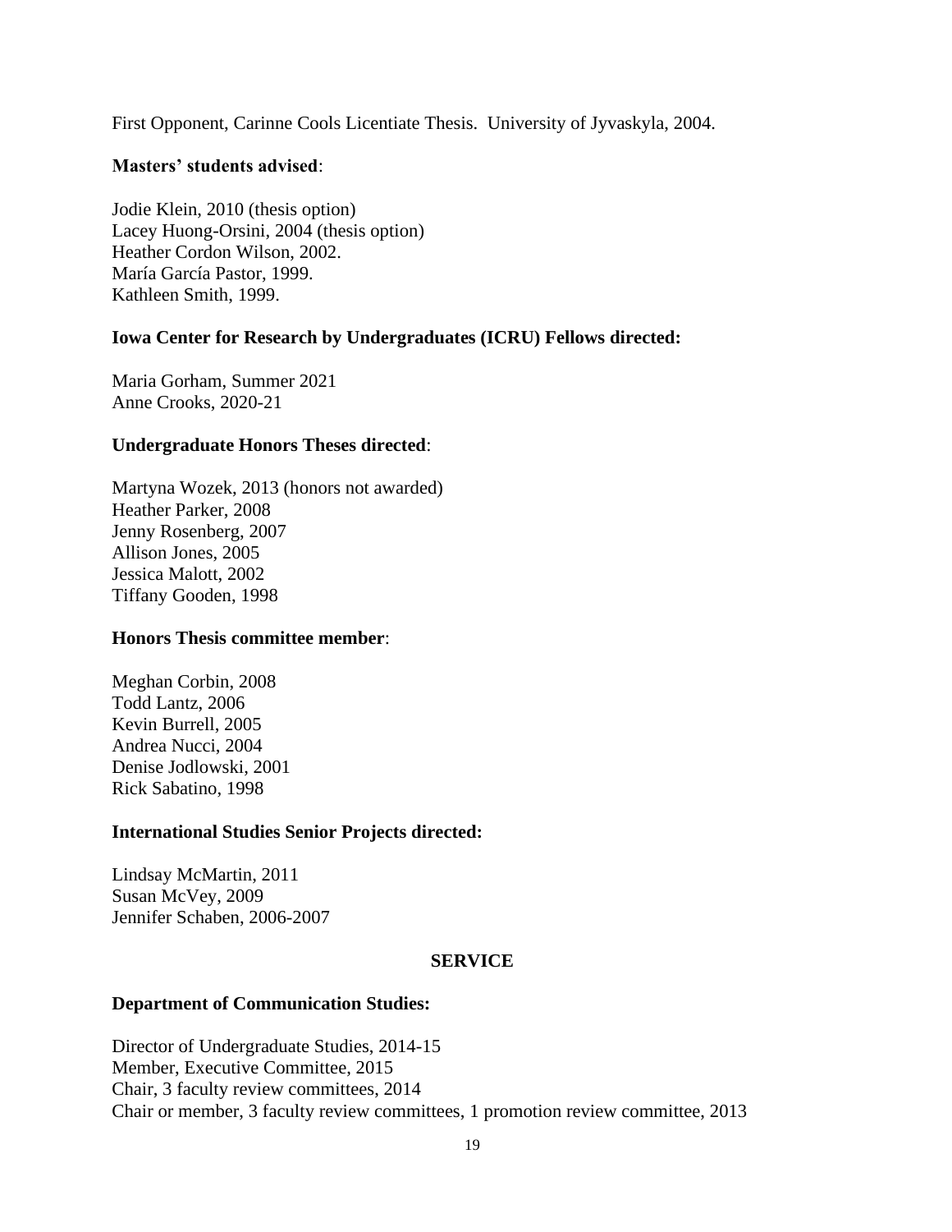First Opponent, Carinne Cools Licentiate Thesis. University of Jyvaskyla, 2004.

**Masters' students advised**:

Jodie Klein, 2010 (thesis option)
Lacey Huong-Orsini, 2004 (thesis option)
Heather Cordon Wilson, 2002.
María García Pastor, 1999.
Kathleen Smith, 1999.

**Iowa Center for Research by Undergraduates (ICRU) Fellows directed:**

Maria Gorham, Summer 2021
Anne Crooks, 2020-21

**Undergraduate Honors Theses directed**:

Martyna Wozek, 2013 (honors not awarded)
Heather Parker, 2008
Jenny Rosenberg, 2007
Allison Jones, 2005
Jessica Malott, 2002
Tiffany Gooden, 1998

**Honors Thesis committee member**:

Meghan Corbin, 2008
Todd Lantz, 2006
Kevin Burrell, 2005
Andrea Nucci, 2004
Denise Jodlowski, 2001
Rick Sabatino, 1998

**International Studies Senior Projects directed:**

Lindsay McMartin, 2011
Susan McVey, 2009
Jennifer Schaben, 2006-2007

## SERVICE

**Department of Communication Studies:**

Director of Undergraduate Studies, 2014-15
Member, Executive Committee, 2015
Chair, 3 faculty review committees, 2014
Chair or member, 3 faculty review committees, 1 promotion review committee, 2013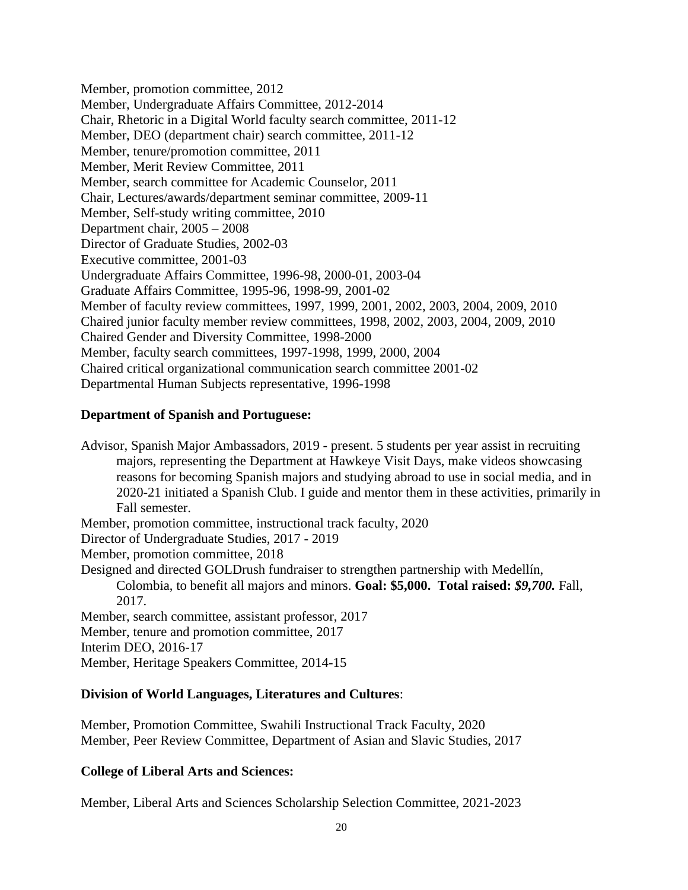Member, promotion committee, 2012
Member, Undergraduate Affairs Committee, 2012-2014
Chair, Rhetoric in a Digital World faculty search committee, 2011-12
Member, DEO (department chair) search committee, 2011-12
Member, tenure/promotion committee, 2011
Member, Merit Review Committee, 2011
Member, search committee for Academic Counselor, 2011
Chair, Lectures/awards/department seminar committee, 2009-11
Member, Self-study writing committee, 2010
Department chair, 2005 – 2008
Director of Graduate Studies, 2002-03
Executive committee, 2001-03
Undergraduate Affairs Committee, 1996-98, 2000-01, 2003-04
Graduate Affairs Committee, 1995-96, 1998-99, 2001-02
Member of faculty review committees, 1997, 1999, 2001, 2002, 2003, 2004, 2009, 2010
Chaired junior faculty member review committees, 1998, 2002, 2003, 2004, 2009, 2010
Chaired Gender and Diversity Committee, 1998-2000
Member, faculty search committees, 1997-1998, 1999, 2000, 2004
Chaired critical organizational communication search committee 2001-02
Departmental Human Subjects representative, 1996-1998

**Department of Spanish and Portuguese:**

Advisor, Spanish Major Ambassadors, 2019 - present. 5 students per year assist in recruiting majors, representing the Department at Hawkeye Visit Days, make videos showcasing reasons for becoming Spanish majors and studying abroad to use in social media, and in 2020-21 initiated a Spanish Club. I guide and mentor them in these activities, primarily in Fall semester.
Member, promotion committee, instructional track faculty, 2020
Director of Undergraduate Studies, 2017 - 2019
Member, promotion committee, 2018
Designed and directed GOLDrush fundraiser to strengthen partnership with Medellín, Colombia, to benefit all majors and minors. **Goal: $5,000. Total raised:** ***$9,700.*** Fall, 2017.
Member, search committee, assistant professor, 2017
Member, tenure and promotion committee, 2017
Interim DEO, 2016-17
Member, Heritage Speakers Committee, 2014-15

**Division of World Languages, Literatures and Cultures**:

Member, Promotion Committee, Swahili Instructional Track Faculty, 2020
Member, Peer Review Committee, Department of Asian and Slavic Studies, 2017

**College of Liberal Arts and Sciences:**

Member, Liberal Arts and Sciences Scholarship Selection Committee, 2021-2023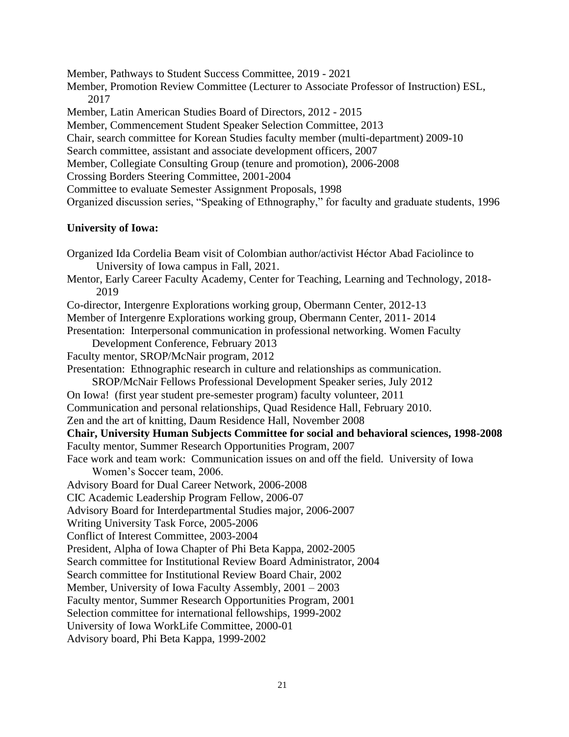Member, Pathways to Student Success Committee, 2019 - 2021
Member, Promotion Review Committee (Lecturer to Associate Professor of Instruction) ESL, 2017
Member, Latin American Studies Board of Directors, 2012 - 2015
Member, Commencement Student Speaker Selection Committee, 2013
Chair, search committee for Korean Studies faculty member (multi-department) 2009-10
Search committee, assistant and associate development officers, 2007
Member, Collegiate Consulting Group (tenure and promotion), 2006-2008
Crossing Borders Steering Committee, 2001-2004
Committee to evaluate Semester Assignment Proposals, 1998
Organized discussion series, "Speaking of Ethnography," for faculty and graduate students, 1996

**University of Iowa:**

Organized Ida Cordelia Beam visit of Colombian author/activist Héctor Abad Faciolince to University of Iowa campus in Fall, 2021.
Mentor, Early Career Faculty Academy, Center for Teaching, Learning and Technology, 2018-2019
Co-director, Intergenre Explorations working group, Obermann Center, 2012-13
Member of Intergenre Explorations working group, Obermann Center, 2011- 2014
Presentation: Interpersonal communication in professional networking. Women Faculty Development Conference, February 2013
Faculty mentor, SROP/McNair program, 2012
Presentation: Ethnographic research in culture and relationships as communication. SROP/McNair Fellows Professional Development Speaker series, July 2012
On Iowa! (first year student pre-semester program) faculty volunteer, 2011
Communication and personal relationships, Quad Residence Hall, February 2010.
Zen and the art of knitting, Daum Residence Hall, November 2008
**Chair, University Human Subjects Committee for social and behavioral sciences, 1998-2008**
Faculty mentor, Summer Research Opportunities Program, 2007
Face work and team work: Communication issues on and off the field. University of Iowa Women's Soccer team, 2006.
Advisory Board for Dual Career Network, 2006-2008
CIC Academic Leadership Program Fellow, 2006-07
Advisory Board for Interdepartmental Studies major, 2006-2007
Writing University Task Force, 2005-2006
Conflict of Interest Committee, 2003-2004
President, Alpha of Iowa Chapter of Phi Beta Kappa, 2002-2005
Search committee for Institutional Review Board Administrator, 2004
Search committee for Institutional Review Board Chair, 2002
Member, University of Iowa Faculty Assembly, 2001 – 2003
Faculty mentor, Summer Research Opportunities Program, 2001
Selection committee for international fellowships, 1999-2002
University of Iowa WorkLife Committee, 2000-01
Advisory board, Phi Beta Kappa, 1999-2002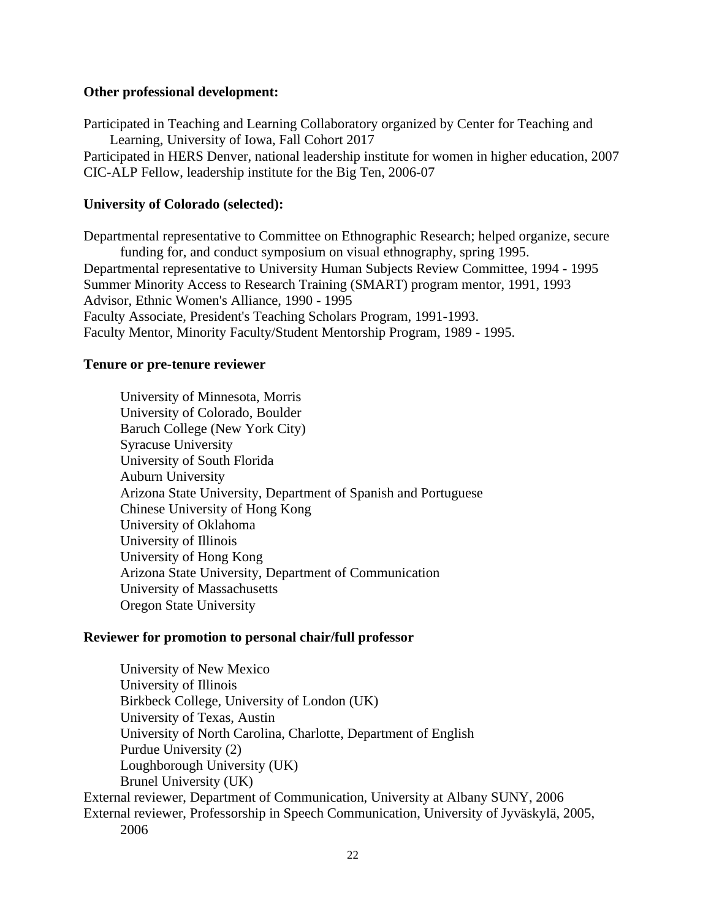**Other professional development:**

Participated in Teaching and Learning Collaboratory organized by Center for Teaching and Learning, University of Iowa, Fall Cohort 2017
Participated in HERS Denver, national leadership institute for women in higher education, 2007
CIC-ALP Fellow, leadership institute for the Big Ten, 2006-07

**University of Colorado (selected):**

Departmental representative to Committee on Ethnographic Research; helped organize, secure funding for, and conduct symposium on visual ethnography, spring 1995.
Departmental representative to University Human Subjects Review Committee, 1994 - 1995
Summer Minority Access to Research Training (SMART) program mentor, 1991, 1993
Advisor, Ethnic Women's Alliance, 1990 - 1995
Faculty Associate, President's Teaching Scholars Program, 1991-1993.
Faculty Mentor, Minority Faculty/Student Mentorship Program, 1989 - 1995.

**Tenure or pre-tenure reviewer**

University of Minnesota, Morris
University of Colorado, Boulder
Baruch College (New York City)
Syracuse University
University of South Florida
Auburn University
Arizona State University, Department of Spanish and Portuguese
Chinese University of Hong Kong
University of Oklahoma
University of Illinois
University of Hong Kong
Arizona State University, Department of Communication
University of Massachusetts
Oregon State University

**Reviewer for promotion to personal chair/full professor**

University of New Mexico
University of Illinois
Birkbeck College, University of London (UK)
University of Texas, Austin
University of North Carolina, Charlotte, Department of English
Purdue University (2)
Loughborough University (UK)
Brunel University (UK)

External reviewer, Department of Communication, University at Albany SUNY, 2006
External reviewer, Professorship in Speech Communication, University of Jyväskylä, 2005, 2006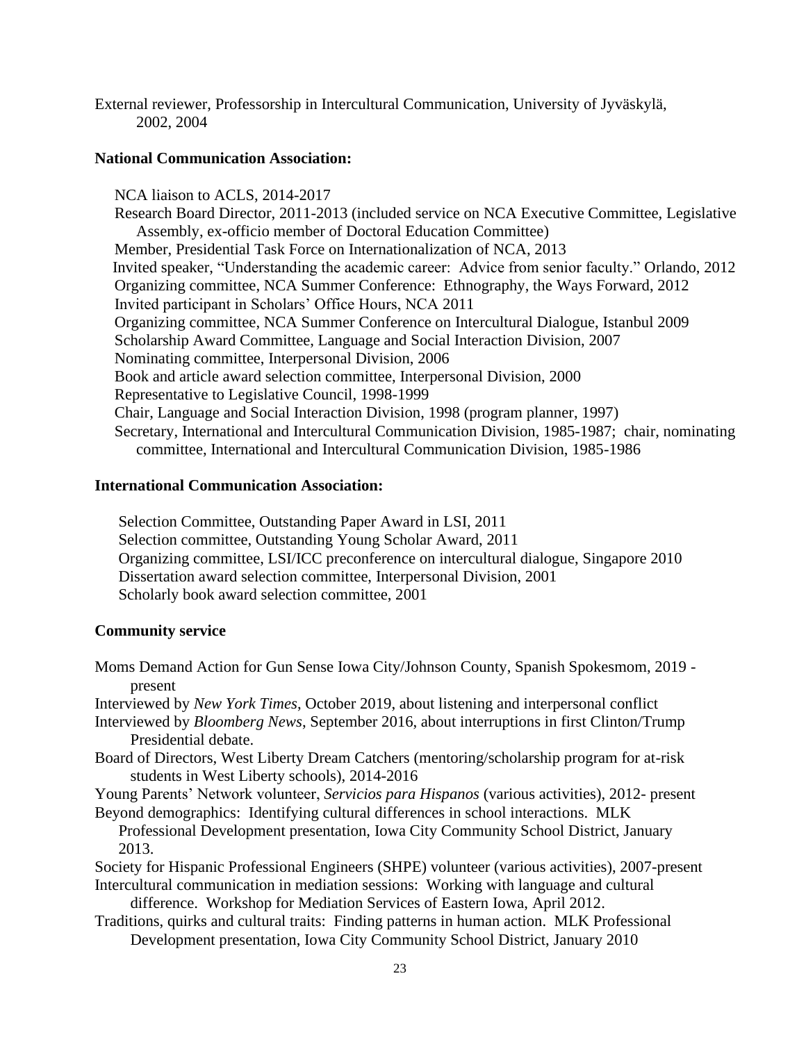External reviewer, Professorship in Intercultural Communication, University of Jyväskylä, 2002, 2004

**National Communication Association:**

NCA liaison to ACLS, 2014-2017
Research Board Director, 2011-2013 (included service on NCA Executive Committee, Legislative Assembly, ex-officio member of Doctoral Education Committee)
Member, Presidential Task Force on Internationalization of NCA, 2013
Invited speaker, "Understanding the academic career: Advice from senior faculty." Orlando, 2012
Organizing committee, NCA Summer Conference: Ethnography, the Ways Forward, 2012
Invited participant in Scholars' Office Hours, NCA 2011
Organizing committee, NCA Summer Conference on Intercultural Dialogue, Istanbul 2009
Scholarship Award Committee, Language and Social Interaction Division, 2007
Nominating committee, Interpersonal Division, 2006
Book and article award selection committee, Interpersonal Division, 2000
Representative to Legislative Council, 1998-1999
Chair, Language and Social Interaction Division, 1998 (program planner, 1997)
Secretary, International and Intercultural Communication Division, 1985-1987; chair, nominating committee, International and Intercultural Communication Division, 1985-1986

**International Communication Association:**

Selection Committee, Outstanding Paper Award in LSI, 2011
Selection committee, Outstanding Young Scholar Award, 2011
Organizing committee, LSI/ICC preconference on intercultural dialogue, Singapore 2010
Dissertation award selection committee, Interpersonal Division, 2001
Scholarly book award selection committee, 2001

**Community service**

Moms Demand Action for Gun Sense Iowa City/Johnson County, Spanish Spokesmom, 2019 - present
Interviewed by *New York Times*, October 2019, about listening and interpersonal conflict
Interviewed by *Bloomberg News*, September 2016, about interruptions in first Clinton/Trump Presidential debate.
Board of Directors, West Liberty Dream Catchers (mentoring/scholarship program for at-risk students in West Liberty schools), 2014-2016
Young Parents' Network volunteer, *Servicios para Hispanos* (various activities), 2012- present
Beyond demographics: Identifying cultural differences in school interactions. MLK Professional Development presentation, Iowa City Community School District, January 2013.
Society for Hispanic Professional Engineers (SHPE) volunteer (various activities), 2007-present
Intercultural communication in mediation sessions: Working with language and cultural difference. Workshop for Mediation Services of Eastern Iowa, April 2012.
Traditions, quirks and cultural traits: Finding patterns in human action. MLK Professional Development presentation, Iowa City Community School District, January 2010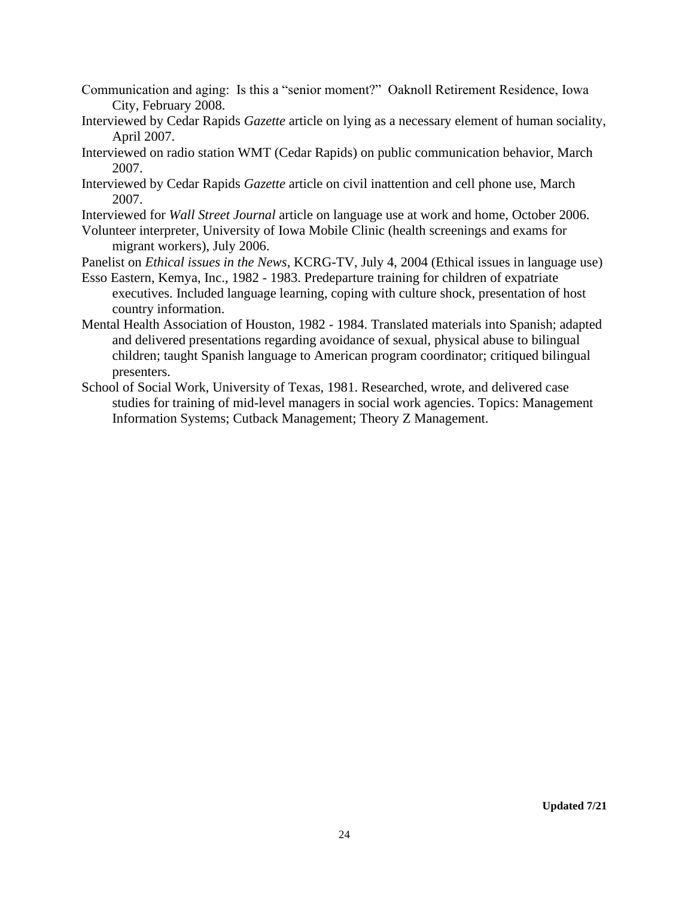Communication and aging: Is this a "senior moment?" Oaknoll Retirement Residence, Iowa City, February 2008.

Interviewed by Cedar Rapids *Gazette* article on lying as a necessary element of human sociality, April 2007.

Interviewed on radio station WMT (Cedar Rapids) on public communication behavior, March 2007.

Interviewed by Cedar Rapids *Gazette* article on civil inattention and cell phone use, March 2007.

Interviewed for *Wall Street Journal* article on language use at work and home, October 2006.

Volunteer interpreter, University of Iowa Mobile Clinic (health screenings and exams for migrant workers), July 2006.

Panelist on *Ethical issues in the News*, KCRG-TV, July 4, 2004 (Ethical issues in language use)

Esso Eastern, Kemya, Inc., 1982 - 1983. Predeparture training for children of expatriate executives. Included language learning, coping with culture shock, presentation of host country information.

Mental Health Association of Houston, 1982 - 1984. Translated materials into Spanish; adapted and delivered presentations regarding avoidance of sexual, physical abuse to bilingual children; taught Spanish language to American program coordinator; critiqued bilingual presenters.

School of Social Work, University of Texas, 1981. Researched, wrote, and delivered case studies for training of mid-level managers in social work agencies. Topics: Management Information Systems; Cutback Management; Theory Z Management.

**Updated 7/21**